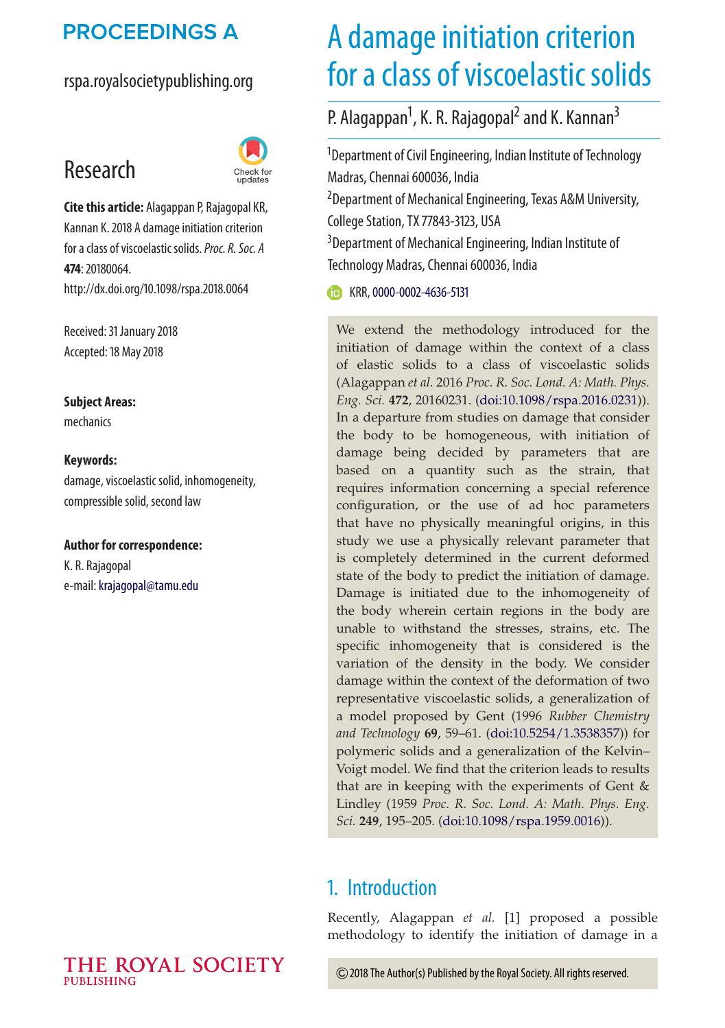# A damage initiation criterion for a class of viscoelastic solids

P. Alagappan[1], K. R. Rajagopal[2] and K. Kannan[3]

[1]Department of Civil Engineering, Indian Institute of Technology Madras, Chennai 600036, India

[2]Department of Mechanical Engineering, Texas A&M University, College Station, TX 77843-3123, USA

[3]Department of Mechanical Engineering, Indian Institute of Technology Madras, Chennai 600036, India

KRR, 0000-0002-4636-5131

**Research**

**Cite this article:** Alagappan P, Rajagopal KR, Kannan K. 2018 A damage initiation criterion for a class of viscoelastic solids. *Proc. R. Soc. A* **474**: 20180064. http://dx.doi.org/10.1098/rspa.2018.0064

Received: 31 January 2018
Accepted: 18 May 2018

**Subject Areas:**
mechanics

**Keywords:**
damage, viscoelastic solid, inhomogeneity, compressible solid, second law

**Author for correspondence:**
K. R. Rajagopal
e-mail: krajagopal@tamu.edu

We extend the methodology introduced for the initiation of damage within the context of a class of elastic solids to a class of viscoelastic solids (Alagappan *et al.* 2016 *Proc. R. Soc. Lond. A: Math. Phys. Eng. Sci.* **472**, 20160231. (doi:10.1098/rspa.2016.0231)). In a departure from studies on damage that consider the body to be homogeneous, with initiation of damage being decided by parameters that are based on a quantity such as the strain, that requires information concerning a special reference configuration, or the use of ad hoc parameters that have no physically meaningful origins, in this study we use a physically relevant parameter that is completely determined in the current deformed state of the body to predict the initiation of damage. Damage is initiated due to the inhomogeneity of the body wherein certain regions in the body are unable to withstand the stresses, strains, etc. The specific inhomogeneity that is considered is the variation of the density in the body. We consider damage within the context of the deformation of two representative viscoelastic solids, a generalization of a model proposed by Gent (1996 *Rubber Chemistry and Technology* **69**, 59–61. (doi:10.5254/1.3538357)) for polymeric solids and a generalization of the Kelvin–Voigt model. We find that the criterion leads to results that are in keeping with the experiments of Gent & Lindley (1959 *Proc. R. Soc. Lond. A: Math. Phys. Eng. Sci.* **249**, 195–205. (doi:10.1098/rspa.1959.0016)).

## 1. Introduction

Recently, Alagappan *et al.* [1] proposed a possible methodology to identify the initiation of damage in a

© 2018 The Author(s) Published by the Royal Society. All rights reserved.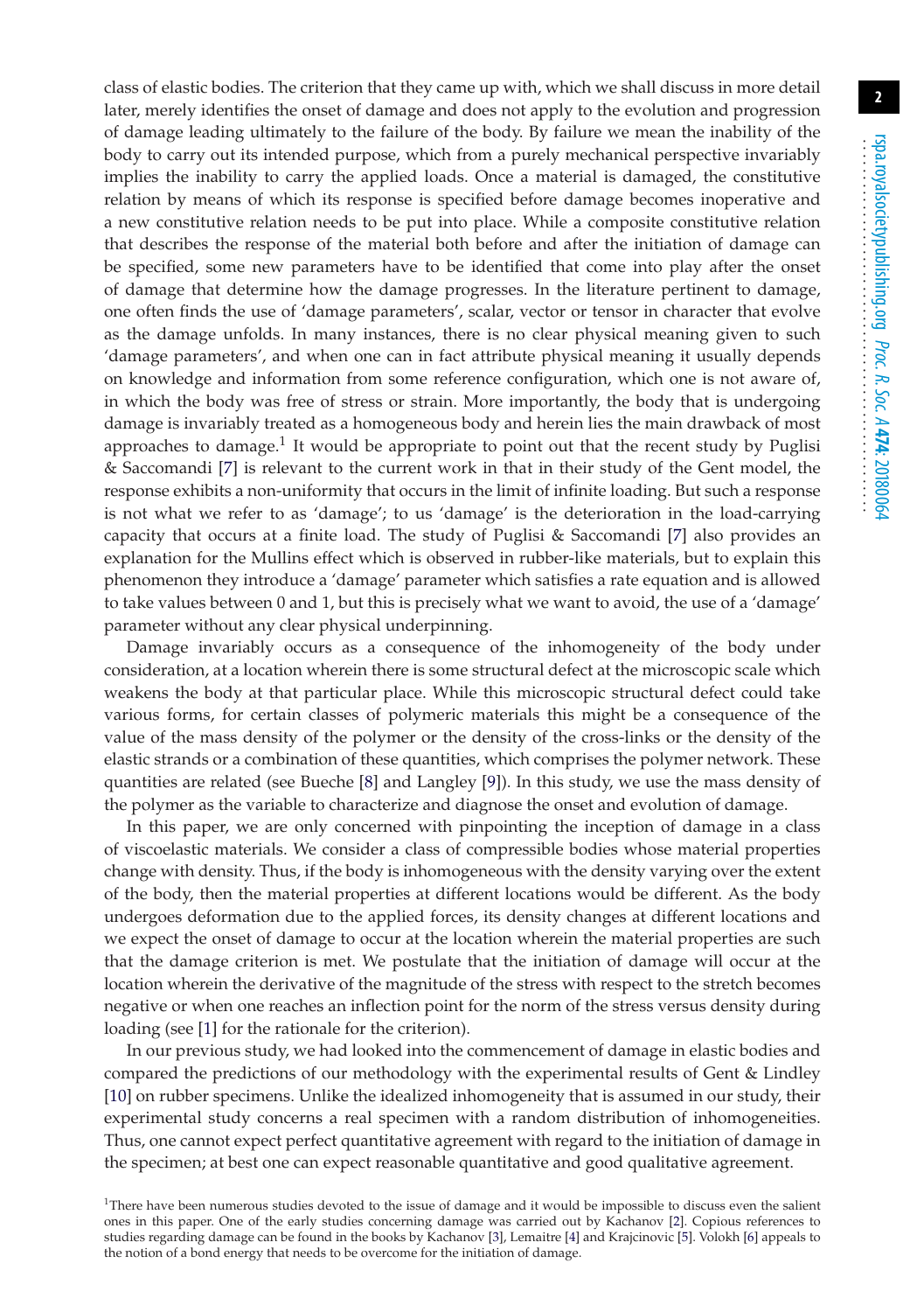class of elastic bodies. The criterion that they came up with, which we shall discuss in more detail later, merely identifies the onset of damage and does not apply to the evolution and progression of damage leading ultimately to the failure of the body. By failure we mean the inability of the body to carry out its intended purpose, which from a purely mechanical perspective invariably implies the inability to carry the applied loads. Once a material is damaged, the constitutive relation by means of which its response is specified before damage becomes inoperative and a new constitutive relation needs to be put into place. While a composite constitutive relation that describes the response of the material both before and after the initiation of damage can be specified, some new parameters have to be identified that come into play after the onset of damage that determine how the damage progresses. In the literature pertinent to damage, one often finds the use of 'damage parameters', scalar, vector or tensor in character that evolve as the damage unfolds. In many instances, there is no clear physical meaning given to such 'damage parameters', and when one can in fact attribute physical meaning it usually depends on knowledge and information from some reference configuration, which one is not aware of, in which the body was free of stress or strain. More importantly, the body that is undergoing damage is invariably treated as a homogeneous body and herein lies the main drawback of most approaches to damage.[1] It would be appropriate to point out that the recent study by Puglisi & Saccomandi [7] is relevant to the current work in that in their study of the Gent model, the response exhibits a non-uniformity that occurs in the limit of infinite loading. But such a response is not what we refer to as 'damage'; to us 'damage' is the deterioration in the load-carrying capacity that occurs at a finite load. The study of Puglisi & Saccomandi [7] also provides an explanation for the Mullins effect which is observed in rubber-like materials, but to explain this phenomenon they introduce a 'damage' parameter which satisfies a rate equation and is allowed to take values between 0 and 1, but this is precisely what we want to avoid, the use of a 'damage' parameter without any clear physical underpinning.

Damage invariably occurs as a consequence of the inhomogeneity of the body under consideration, at a location wherein there is some structural defect at the microscopic scale which weakens the body at that particular place. While this microscopic structural defect could take various forms, for certain classes of polymeric materials this might be a consequence of the value of the mass density of the polymer or the density of the cross-links or the density of the elastic strands or a combination of these quantities, which comprises the polymer network. These quantities are related (see Bueche [8] and Langley [9]). In this study, we use the mass density of the polymer as the variable to characterize and diagnose the onset and evolution of damage.

In this paper, we are only concerned with pinpointing the inception of damage in a class of viscoelastic materials. We consider a class of compressible bodies whose material properties change with density. Thus, if the body is inhomogeneous with the density varying over the extent of the body, then the material properties at different locations would be different. As the body undergoes deformation due to the applied forces, its density changes at different locations and we expect the onset of damage to occur at the location wherein the material properties are such that the damage criterion is met. We postulate that the initiation of damage will occur at the location wherein the derivative of the magnitude of the stress with respect to the stretch becomes negative or when one reaches an inflection point for the norm of the stress versus density during loading (see [1] for the rationale for the criterion).

In our previous study, we had looked into the commencement of damage in elastic bodies and compared the predictions of our methodology with the experimental results of Gent & Lindley [10] on rubber specimens. Unlike the idealized inhomogeneity that is assumed in our study, their experimental study concerns a real specimen with a random distribution of inhomogeneities. Thus, one cannot expect perfect quantitative agreement with regard to the initiation of damage in the specimen; at best one can expect reasonable quantitative and good qualitative agreement.

[1] There have been numerous studies devoted to the issue of damage and it would be impossible to discuss even the salient ones in this paper. One of the early studies concerning damage was carried out by Kachanov [2]. Copious references to studies regarding damage can be found in the books by Kachanov [3], Lemaitre [4] and Krajcinovic [5]. Volokh [6] appeals to the notion of a bond energy that needs to be overcome for the initiation of damage.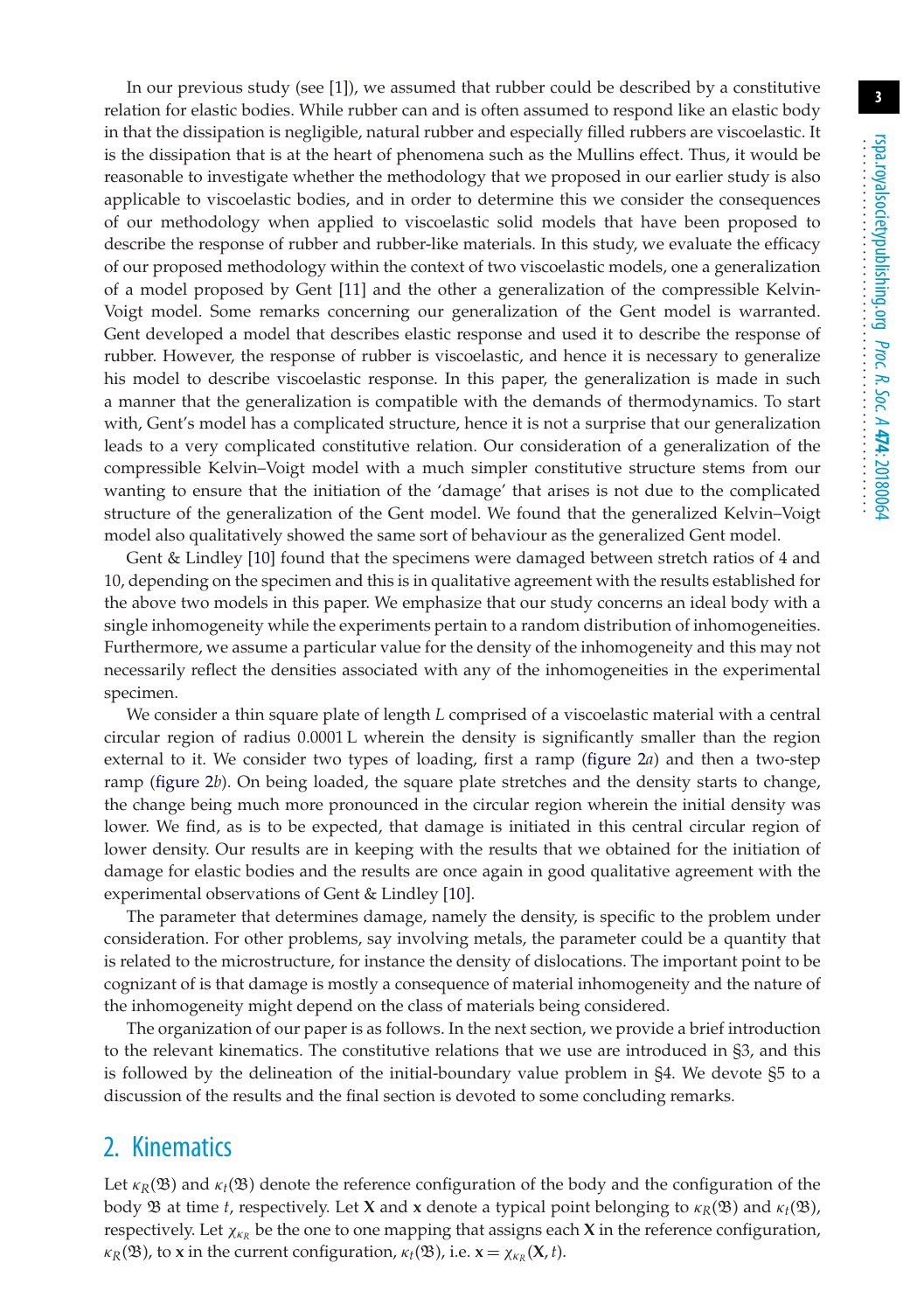In our previous study (see [1]), we assumed that rubber could be described by a constitutive relation for elastic bodies. While rubber can and is often assumed to respond like an elastic body in that the dissipation is negligible, natural rubber and especially filled rubbers are viscoelastic. It is the dissipation that is at the heart of phenomena such as the Mullins effect. Thus, it would be reasonable to investigate whether the methodology that we proposed in our earlier study is also applicable to viscoelastic bodies, and in order to determine this we consider the consequences of our methodology when applied to viscoelastic solid models that have been proposed to describe the response of rubber and rubber-like materials. In this study, we evaluate the efficacy of our proposed methodology within the context of two viscoelastic models, one a generalization of a model proposed by Gent [11] and the other a generalization of the compressible Kelvin-Voigt model. Some remarks concerning our generalization of the Gent model is warranted. Gent developed a model that describes elastic response and used it to describe the response of rubber. However, the response of rubber is viscoelastic, and hence it is necessary to generalize his model to describe viscoelastic response. In this paper, the generalization is made in such a manner that the generalization is compatible with the demands of thermodynamics. To start with, Gent's model has a complicated structure, hence it is not a surprise that our generalization leads to a very complicated constitutive relation. Our consideration of a generalization of the compressible Kelvin–Voigt model with a much simpler constitutive structure stems from our wanting to ensure that the initiation of the 'damage' that arises is not due to the complicated structure of the generalization of the Gent model. We found that the generalized Kelvin–Voigt model also qualitatively showed the same sort of behaviour as the generalized Gent model.

Gent & Lindley [10] found that the specimens were damaged between stretch ratios of 4 and 10, depending on the specimen and this is in qualitative agreement with the results established for the above two models in this paper. We emphasize that our study concerns an ideal body with a single inhomogeneity while the experiments pertain to a random distribution of inhomogeneities. Furthermore, we assume a particular value for the density of the inhomogeneity and this may not necessarily reflect the densities associated with any of the inhomogeneities in the experimental specimen.

We consider a thin square plate of length $L$ comprised of a viscoelastic material with a central circular region of radius 0.0001 L wherein the density is significantly smaller than the region external to it. We consider two types of loading, first a ramp (figure 2*a*) and then a two-step ramp (figure 2*b*). On being loaded, the square plate stretches and the density starts to change, the change being much more pronounced in the circular region wherein the initial density was lower. We find, as is to be expected, that damage is initiated in this central circular region of lower density. Our results are in keeping with the results that we obtained for the initiation of damage for elastic bodies and the results are once again in good qualitative agreement with the experimental observations of Gent & Lindley [10].

The parameter that determines damage, namely the density, is specific to the problem under consideration. For other problems, say involving metals, the parameter could be a quantity that is related to the microstructure, for instance the density of dislocations. The important point to be cognizant of is that damage is mostly a consequence of material inhomogeneity and the nature of the inhomogeneity might depend on the class of materials being considered.

The organization of our paper is as follows. In the next section, we provide a brief introduction to the relevant kinematics. The constitutive relations that we use are introduced in §3, and this is followed by the delineation of the initial-boundary value problem in §4. We devote §5 to a discussion of the results and the final section is devoted to some concluding remarks.

## 2. Kinematics

Let $\kappa_R(\mathfrak{B})$ and $\kappa_t(\mathfrak{B})$ denote the reference configuration of the body and the configuration of the body $\mathfrak{B}$ at time $t$, respectively. Let $\mathbf{X}$ and $\mathbf{x}$ denote a typical point belonging to $\kappa_R(\mathfrak{B})$ and $\kappa_t(\mathfrak{B})$, respectively. Let $\chi_{\kappa_R}$ be the one to one mapping that assigns each $\mathbf{X}$ in the reference configuration, $\kappa_R(\mathfrak{B})$, to $\mathbf{x}$ in the current configuration, $\kappa_t(\mathfrak{B})$, i.e. $\mathbf{x} = \chi_{\kappa_R}(\mathbf{X}, t)$.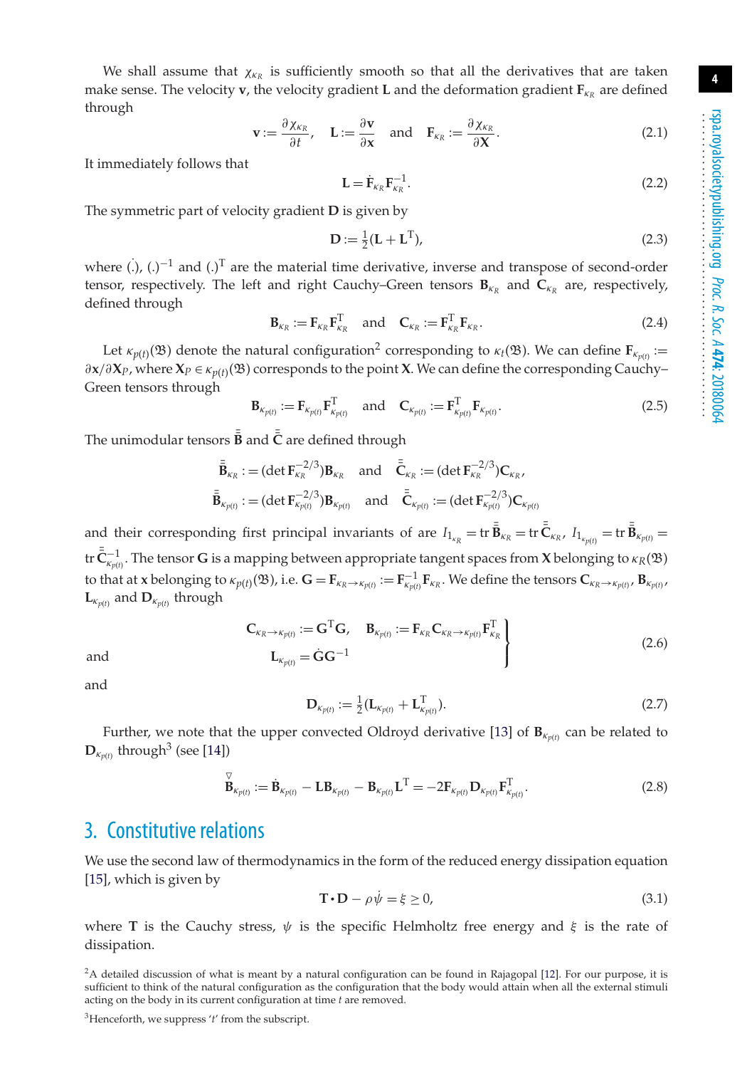We shall assume that $\chi_{\kappa_R}$ is sufficiently smooth so that all the derivatives that are taken make sense. The velocity $\mathbf{v}$, the velocity gradient $\mathbf{L}$ and the deformation gradient $\mathbf{F}_{\kappa_R}$ are defined through

$$\mathbf{v} := \frac{\partial \chi_{\kappa_R}}{\partial t}, \quad \mathbf{L} := \frac{\partial \mathbf{v}}{\partial \mathbf{x}} \quad \text{and} \quad \mathbf{F}_{\kappa_R} := \frac{\partial \chi_{\kappa_R}}{\partial \mathbf{X}}. \tag{2.1}$$

It immediately follows that

$$\mathbf{L} = \dot{\mathbf{F}}_{\kappa_R}\mathbf{F}_{\kappa_R}^{-1}. \tag{2.2}$$

The symmetric part of velocity gradient $\mathbf{D}$ is given by

$$\mathbf{D} := \tfrac{1}{2}(\mathbf{L} + \mathbf{L}^{\mathrm{T}}), \tag{2.3}$$

where $\dot{(.)}$, $(.)^{-1}$ and $(.)^{\mathrm{T}}$ are the material time derivative, inverse and transpose of second-order tensor, respectively. The left and right Cauchy–Green tensors $\mathbf{B}_{\kappa_R}$ and $\mathbf{C}_{\kappa_R}$ are, respectively, defined through

$$\mathbf{B}_{\kappa_R} := \mathbf{F}_{\kappa_R}\mathbf{F}_{\kappa_R}^{\mathrm{T}} \quad \text{and} \quad \mathbf{C}_{\kappa_R} := \mathbf{F}_{\kappa_R}^{\mathrm{T}}\mathbf{F}_{\kappa_R}. \tag{2.4}$$

Let $\kappa_{p(t)}(\mathfrak{B})$ denote the natural configuration[2] corresponding to $\kappa_t(\mathfrak{B})$. We can define $\mathbf{F}_{\kappa_{p(t)}} := \partial\mathbf{x}/\partial\mathbf{X}_P$, where $\mathbf{X}_P \in \kappa_{p(t)}(\mathfrak{B})$ corresponds to the point $\mathbf{X}$. We can define the corresponding Cauchy–Green tensors through

$$\mathbf{B}_{\kappa_{p(t)}} := \mathbf{F}_{\kappa_{p(t)}}\mathbf{F}_{\kappa_{p(t)}}^{\mathrm{T}} \quad \text{and} \quad \mathbf{C}_{\kappa_{p(t)}} := \mathbf{F}_{\kappa_{p(t)}}^{\mathrm{T}}\mathbf{F}_{\kappa_{p(t)}}. \tag{2.5}$$

The unimodular tensors $\bar{\bar{\mathbf{B}}}$ and $\bar{\bar{\mathbf{C}}}$ are defined through

$$\bar{\bar{\mathbf{B}}}_{\kappa_R} := (\det \mathbf{F}_{\kappa_R}^{-2/3})\mathbf{B}_{\kappa_R} \quad \text{and} \quad \bar{\bar{\mathbf{C}}}_{\kappa_R} := (\det \mathbf{F}_{\kappa_R}^{-2/3})\mathbf{C}_{\kappa_R},$$

$$\bar{\bar{\mathbf{B}}}_{\kappa_{p(t)}} := (\det \mathbf{F}_{\kappa_{p(t)}}^{-2/3})\mathbf{B}_{\kappa_{p(t)}} \quad \text{and} \quad \bar{\bar{\mathbf{C}}}_{\kappa_{p(t)}} := (\det \mathbf{F}_{\kappa_{p(t)}}^{-2/3})\mathbf{C}_{\kappa_{p(t)}}$$

and their corresponding first principal invariants of are $I_{1_{\kappa_R}} = \operatorname{tr}\bar{\bar{\mathbf{B}}}_{\kappa_R} = \operatorname{tr}\bar{\bar{\mathbf{C}}}_{\kappa_R}$, $I_{1_{\kappa_{p(t)}}} = \operatorname{tr}\bar{\bar{\mathbf{B}}}_{\kappa_{p(t)}} = \operatorname{tr}\bar{\bar{\mathbf{C}}}_{\kappa_{p(t)}}^{-1}$. The tensor $\mathbf{G}$ is a mapping between appropriate tangent spaces from $\mathbf{X}$ belonging to $\kappa_R(\mathfrak{B})$ to that at $\mathbf{x}$ belonging to $\kappa_{p(t)}(\mathfrak{B})$, i.e. $\mathbf{G} = \mathbf{F}_{\kappa_R \to \kappa_{p(t)}} := \mathbf{F}_{\kappa_{p(t)}}^{-1}\mathbf{F}_{\kappa_R}$. We define the tensors $\mathbf{C}_{\kappa_R \to \kappa_{p(t)}}$, $\mathbf{B}_{\kappa_{p(t)}}$, $\mathbf{L}_{\kappa_{p(t)}}$ and $\mathbf{D}_{\kappa_{p(t)}}$ through

$$\left.\begin{aligned} \mathbf{C}_{\kappa_R \to \kappa_{p(t)}} &:= \mathbf{G}^{\mathrm{T}}\mathbf{G}, \quad \mathbf{B}_{\kappa_{p(t)}} := \mathbf{F}_{\kappa_R}\mathbf{C}_{\kappa_R \to \kappa_{p(t)}}\mathbf{F}_{\kappa_R}^{\mathrm{T}} \\ \text{and} \qquad \mathbf{L}_{\kappa_{p(t)}} &= \dot{\mathbf{G}}\mathbf{G}^{-1} \end{aligned}\right\} \tag{2.6}$$

and

$$\mathbf{D}_{\kappa_{p(t)}} := \tfrac{1}{2}(\mathbf{L}_{\kappa_{p(t)}} + \mathbf{L}_{\kappa_{p(t)}}^{\mathrm{T}}). \tag{2.7}$$

Further, we note that the upper convected Oldroyd derivative [13] of $\mathbf{B}_{\kappa_{p(t)}}$ can be related to $\mathbf{D}_{\kappa_{p(t)}}$ through[3] (see [14])

$$\overset{\triangledown}{\mathbf{B}}_{\kappa_{p(t)}} := \dot{\mathbf{B}}_{\kappa_{p(t)}} - \mathbf{L}\mathbf{B}_{\kappa_{p(t)}} - \mathbf{B}_{\kappa_{p(t)}}\mathbf{L}^{\mathrm{T}} = -2\mathbf{F}_{\kappa_{p(t)}}\mathbf{D}_{\kappa_{p(t)}}\mathbf{F}_{\kappa_{p(t)}}^{\mathrm{T}}. \tag{2.8}$$

## 3. Constitutive relations

We use the second law of thermodynamics in the form of the reduced energy dissipation equation [15], which is given by

$$\mathbf{T} \cdot \mathbf{D} - \rho\dot{\psi} = \xi \geq 0, \tag{3.1}$$

where $\mathbf{T}$ is the Cauchy stress, $\psi$ is the specific Helmholtz free energy and $\xi$ is the rate of dissipation.

---

[2] A detailed discussion of what is meant by a natural configuration can be found in Rajagopal [12]. For our purpose, it is sufficient to think of the natural configuration as the configuration that the body would attain when all the external stimuli acting on the body in its current configuration at time $t$ are removed.

[3] Henceforth, we suppress '$t$' from the subscript.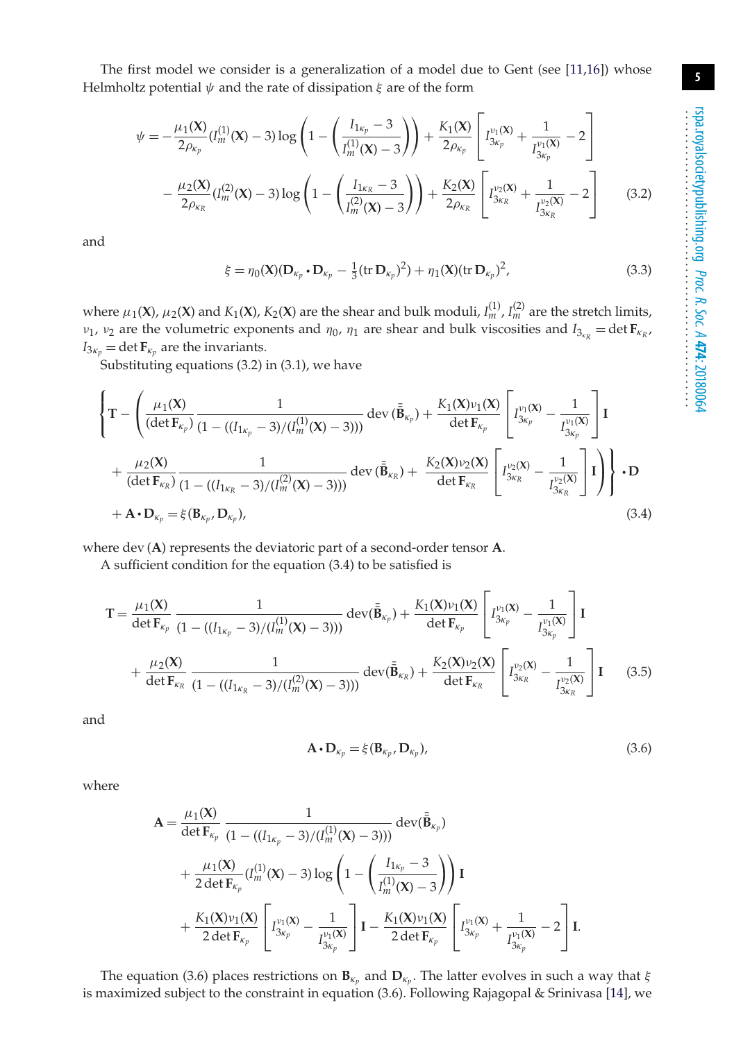The first model we consider is a generalization of a model due to Gent (see [11,16]) whose Helmholtz potential $\psi$ and the rate of dissipation $\xi$ are of the form

$$
\begin{aligned}
\psi = & -\frac{\mu_1(\mathbf{X})}{2\rho_{\kappa_p}}(I_m^{(1)}(\mathbf{X}) - 3)\log\left(1 - \left(\frac{I_{1\kappa_p} - 3}{I_m^{(1)}(\mathbf{X}) - 3}\right)\right) + \frac{K_1(\mathbf{X})}{2\rho_{\kappa_p}}\left[I_{3\kappa_p}^{\nu_1(\mathbf{X})} + \frac{1}{I_{3\kappa_p}^{\nu_1(\mathbf{X})}} - 2\right] \\
& - \frac{\mu_2(\mathbf{X})}{2\rho_{\kappa_R}}(I_m^{(2)}(\mathbf{X}) - 3)\log\left(1 - \left(\frac{I_{1\kappa_R} - 3}{I_m^{(2)}(\mathbf{X}) - 3}\right)\right) + \frac{K_2(\mathbf{X})}{2\rho_{\kappa_R}}\left[I_{3\kappa_R}^{\nu_2(\mathbf{X})} + \frac{1}{I_{3\kappa_R}^{\nu_2(\mathbf{X})}} - 2\right]
\end{aligned}
\tag{3.2}
$$

and

$$
\xi = \eta_0(\mathbf{X})(\mathbf{D}_{\kappa_p} \cdot \mathbf{D}_{\kappa_p} - \tfrac{1}{3}(\operatorname{tr}\mathbf{D}_{\kappa_p})^2) + \eta_1(\mathbf{X})(\operatorname{tr}\mathbf{D}_{\kappa_p})^2, \tag{3.3}
$$

where $\mu_1(\mathbf{X})$, $\mu_2(\mathbf{X})$ and $K_1(\mathbf{X})$, $K_2(\mathbf{X})$ are the shear and bulk moduli, $I_m^{(1)}$, $I_m^{(2)}$ are the stretch limits, $\nu_1$, $\nu_2$ are the volumetric exponents and $\eta_0$, $\eta_1$ are shear and bulk viscosities and $I_{3_{\kappa_R}} = \det\mathbf{F}_{\kappa_R}$, $I_{3\kappa_p} = \det\mathbf{F}_{\kappa_p}$ are the invariants.

Substituting equations (3.2) in (3.1), we have

$$
\begin{aligned}
&\left\{\mathbf{T} - \left(\frac{\mu_1(\mathbf{X})}{(\det\mathbf{F}_{\kappa_p})}\frac{1}{(1 - ((I_{1\kappa_p} - 3)/(I_m^{(1)}(\mathbf{X}) - 3)))}\operatorname{dev}(\bar{\bar{\mathbf{B}}}_{\kappa_p}) + \frac{K_1(\mathbf{X})\nu_1(\mathbf{X})}{\det\mathbf{F}_{\kappa_p}}\left[I_{3\kappa_p}^{\nu_1(\mathbf{X})} - \frac{1}{I_{3\kappa_p}^{\nu_1(\mathbf{X})}}\right]\mathbf{I}\right.\right. \\
&\left.\left. + \frac{\mu_2(\mathbf{X})}{(\det\mathbf{F}_{\kappa_R})}\frac{1}{(1 - ((I_{1\kappa_R} - 3)/(I_m^{(2)}(\mathbf{X}) - 3)))}\operatorname{dev}(\bar{\bar{\mathbf{B}}}_{\kappa_R}) + \frac{K_2(\mathbf{X})\nu_2(\mathbf{X})}{\det\mathbf{F}_{\kappa_R}}\left[I_{3\kappa_R}^{\nu_2(\mathbf{X})} - \frac{1}{I_{3\kappa_R}^{\nu_2(\mathbf{X})}}\right]\mathbf{I}\right)\right\} \cdot \mathbf{D} \\
&+ \mathbf{A} \cdot \mathbf{D}_{\kappa_p} = \xi(\mathbf{B}_{\kappa_p}, \mathbf{D}_{\kappa_p}),
\end{aligned}
\tag{3.4}
$$

where $\operatorname{dev}(\mathbf{A})$ represents the deviatoric part of a second-order tensor $\mathbf{A}$.

A sufficient condition for the equation (3.4) to be satisfied is

$$
\begin{aligned}
\mathbf{T} = & \frac{\mu_1(\mathbf{X})}{\det\mathbf{F}_{\kappa_p}}\frac{1}{(1 - ((I_{1\kappa_p} - 3)/(I_m^{(1)}(\mathbf{X}) - 3)))}\operatorname{dev}(\bar{\bar{\mathbf{B}}}_{\kappa_p}) + \frac{K_1(\mathbf{X})\nu_1(\mathbf{X})}{\det\mathbf{F}_{\kappa_p}}\left[I_{3\kappa_p}^{\nu_1(\mathbf{X})} - \frac{1}{I_{3\kappa_p}^{\nu_1(\mathbf{X})}}\right]\mathbf{I} \\
& + \frac{\mu_2(\mathbf{X})}{\det\mathbf{F}_{\kappa_R}}\frac{1}{(1 - ((I_{1\kappa_R} - 3)/(I_m^{(2)}(\mathbf{X}) - 3)))}\operatorname{dev}(\bar{\bar{\mathbf{B}}}_{\kappa_R}) + \frac{K_2(\mathbf{X})\nu_2(\mathbf{X})}{\det\mathbf{F}_{\kappa_R}}\left[I_{3\kappa_R}^{\nu_2(\mathbf{X})} - \frac{1}{I_{3\kappa_R}^{\nu_2(\mathbf{X})}}\right]\mathbf{I}
\end{aligned}
\tag{3.5}
$$

and

$$
\mathbf{A} \cdot \mathbf{D}_{\kappa_p} = \xi(\mathbf{B}_{\kappa_p}, \mathbf{D}_{\kappa_p}), \tag{3.6}
$$

where

$$
\begin{aligned}
\mathbf{A} = & \frac{\mu_1(\mathbf{X})}{\det\mathbf{F}_{\kappa_p}}\frac{1}{(1 - ((I_{1\kappa_p} - 3)/(I_m^{(1)}(\mathbf{X}) - 3)))}\operatorname{dev}(\bar{\bar{\mathbf{B}}}_{\kappa_p}) \\
& + \frac{\mu_1(\mathbf{X})}{2\det\mathbf{F}_{\kappa_p}}(I_m^{(1)}(\mathbf{X}) - 3)\log\left(1 - \left(\frac{I_{1\kappa_p} - 3}{I_m^{(1)}(\mathbf{X}) - 3}\right)\right)\mathbf{I} \\
& + \frac{K_1(\mathbf{X})\nu_1(\mathbf{X})}{2\det\mathbf{F}_{\kappa_p}}\left[I_{3\kappa_p}^{\nu_1(\mathbf{X})} - \frac{1}{I_{3\kappa_p}^{\nu_1(\mathbf{X})}}\right]\mathbf{I} - \frac{K_1(\mathbf{X})\nu_1(\mathbf{X})}{2\det\mathbf{F}_{\kappa_p}}\left[I_{3\kappa_p}^{\nu_1(\mathbf{X})} + \frac{1}{I_{3\kappa_p}^{\nu_1(\mathbf{X})}} - 2\right]\mathbf{I}.
\end{aligned}
$$

The equation (3.6) places restrictions on $\mathbf{B}_{\kappa_p}$ and $\mathbf{D}_{\kappa_p}$. The latter evolves in such a way that $\xi$ is maximized subject to the constraint in equation (3.6). Following Rajagopal & Srinivasa [14], we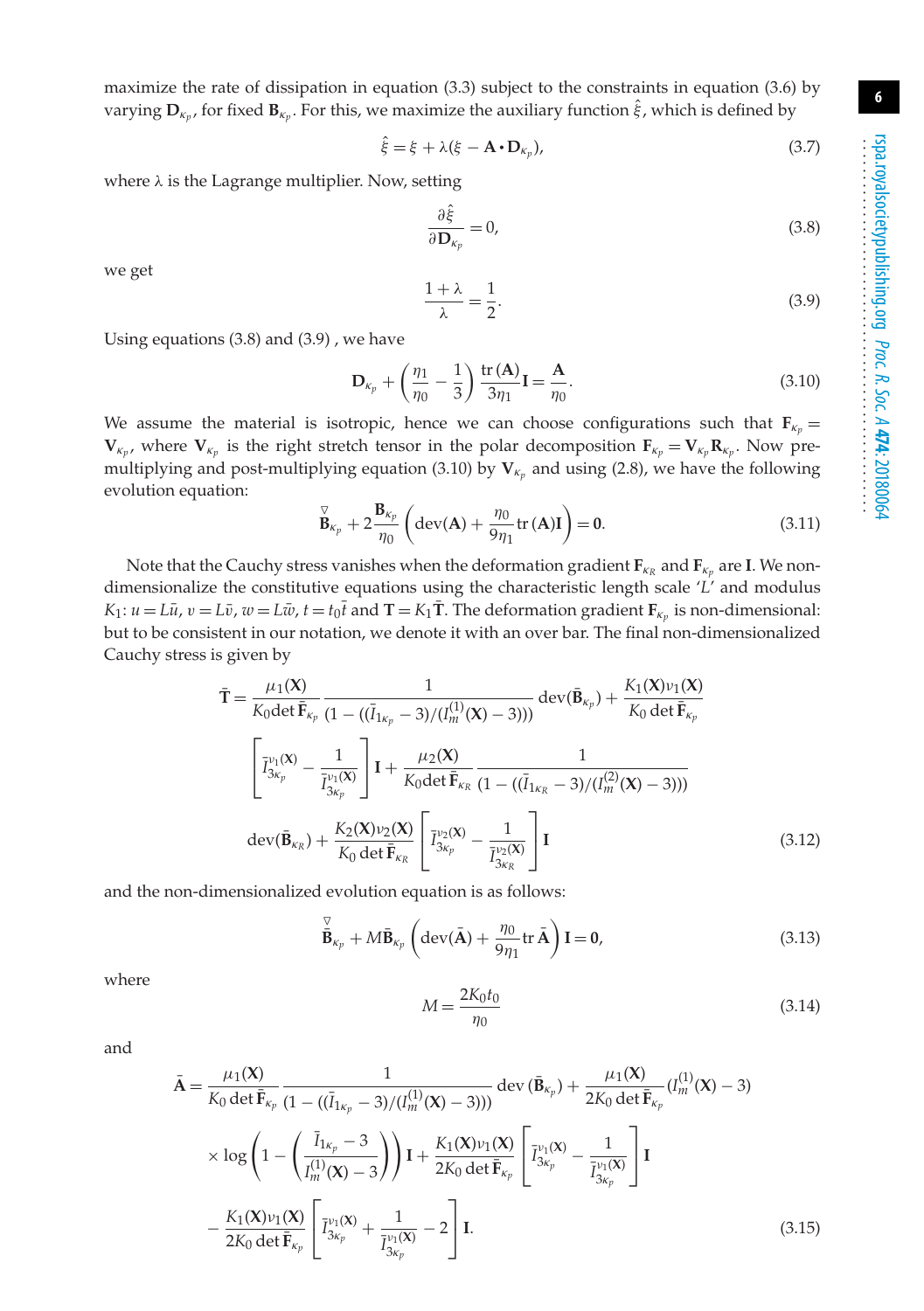maximize the rate of dissipation in equation (3.3) subject to the constraints in equation (3.6) by varying $\mathbf{D}_{\kappa_p}$, for fixed $\mathbf{B}_{\kappa_p}$. For this, we maximize the auxiliary function $\hat{\xi}$, which is defined by

$$\hat{\xi} = \xi + \lambda(\xi - \mathbf{A} \bullet \mathbf{D}_{\kappa_p}), \tag{3.7}$$

where $\lambda$ is the Lagrange multiplier. Now, setting

$$\frac{\partial \hat{\xi}}{\partial \mathbf{D}_{\kappa_p}} = 0, \tag{3.8}$$

we get

$$\frac{1+\lambda}{\lambda} = \frac{1}{2}. \tag{3.9}$$

Using equations (3.8) and (3.9) , we have

$$\mathbf{D}_{\kappa_p} + \left(\frac{\eta_1}{\eta_0} - \frac{1}{3}\right)\frac{\operatorname{tr}(\mathbf{A})}{3\eta_1}\mathbf{I} = \frac{\mathbf{A}}{\eta_0}. \tag{3.10}$$

We assume the material is isotropic, hence we can choose configurations such that $\mathbf{F}_{\kappa_p} = \mathbf{V}_{\kappa_p}$, where $\mathbf{V}_{\kappa_p}$ is the right stretch tensor in the polar decomposition $\mathbf{F}_{\kappa_p} = \mathbf{V}_{\kappa_p}\mathbf{R}_{\kappa_p}$. Now pre-multiplying and post-multiplying equation (3.10) by $\mathbf{V}_{\kappa_p}$ and using (2.8), we have the following evolution equation:

$$\overset{\triangledown}{\mathbf{B}}_{\kappa_p} + 2\frac{\mathbf{B}_{\kappa_p}}{\eta_0}\left(\operatorname{dev}(\mathbf{A}) + \frac{\eta_0}{9\eta_1}\operatorname{tr}(\mathbf{A})\mathbf{I}\right) = \mathbf{0}. \tag{3.11}$$

Note that the Cauchy stress vanishes when the deformation gradient $\mathbf{F}_{\kappa_R}$ and $\mathbf{F}_{\kappa_p}$ are $\mathbf{I}$. We non-dimensionalize the constitutive equations using the characteristic length scale '$L$' and modulus $K_1$: $u = L\bar{u}$, $v = L\bar{v}$, $w = L\bar{w}$, $t = t_0\bar{t}$ and $\mathbf{T} = K_1\bar{\mathbf{T}}$. The deformation gradient $\mathbf{F}_{\kappa_p}$ is non-dimensional: but to be consistent in our notation, we denote it with an over bar. The final non-dimensionalized Cauchy stress is given by

$$\begin{aligned}
\bar{\mathbf{T}} = {} & \frac{\mu_1(\mathbf{X})}{K_0 \det \bar{\mathbf{F}}_{\kappa_p}} \frac{1}{(1 - ((\bar{I}_{1\kappa_p} - 3)/(I_m^{(1)}(\mathbf{X}) - 3)))} \operatorname{dev}(\bar{\mathbf{B}}_{\kappa_p}) + \frac{K_1(\mathbf{X})\nu_1(\mathbf{X})}{K_0 \det \bar{\mathbf{F}}_{\kappa_p}} \\
& \left[\bar{I}_{3\kappa_p}^{\nu_1(\mathbf{X})} - \frac{1}{\bar{I}_{3\kappa_p}^{\nu_1(\mathbf{X})}}\right]\mathbf{I} + \frac{\mu_2(\mathbf{X})}{K_0 \det \bar{\mathbf{F}}_{\kappa_R}} \frac{1}{(1 - ((\bar{I}_{1\kappa_R} - 3)/(I_m^{(2)}(\mathbf{X}) - 3)))} \\
& \operatorname{dev}(\bar{\mathbf{B}}_{\kappa_R}) + \frac{K_2(\mathbf{X})\nu_2(\mathbf{X})}{K_0 \det \bar{\mathbf{F}}_{\kappa_R}} \left[\bar{I}_{3\kappa_p}^{\nu_2(\mathbf{X})} - \frac{1}{\bar{I}_{3\kappa_R}^{\nu_2(\mathbf{X})}}\right]\mathbf{I}
\end{aligned} \tag{3.12}$$

and the non-dimensionalized evolution equation is as follows:

$$\overset{\triangledown}{\bar{\mathbf{B}}}_{\kappa_p} + M\bar{\mathbf{B}}_{\kappa_p}\left(\operatorname{dev}(\bar{\mathbf{A}}) + \frac{\eta_0}{9\eta_1}\operatorname{tr}\bar{\mathbf{A}}\right)\mathbf{I} = \mathbf{0}, \tag{3.13}$$

where

$$M = \frac{2K_0 t_0}{\eta_0} \tag{3.14}$$

and

$$\begin{aligned}
\bar{\mathbf{A}} = {} & \frac{\mu_1(\mathbf{X})}{K_0 \det \bar{\mathbf{F}}_{\kappa_p}} \frac{1}{(1 - ((\bar{I}_{1\kappa_p} - 3)/(I_m^{(1)}(\mathbf{X}) - 3)))} \operatorname{dev}(\bar{\mathbf{B}}_{\kappa_p}) + \frac{\mu_1(\mathbf{X})}{2K_0 \det \bar{\mathbf{F}}_{\kappa_p}}(I_m^{(1)}(\mathbf{X}) - 3) \\
& \times \log\left(1 - \left(\frac{\bar{I}_{1\kappa_p} - 3}{I_m^{(1)}(\mathbf{X}) - 3}\right)\right)\mathbf{I} + \frac{K_1(\mathbf{X})\nu_1(\mathbf{X})}{2K_0 \det \bar{\mathbf{F}}_{\kappa_p}}\left[\bar{I}_{3\kappa_p}^{\nu_1(\mathbf{X})} - \frac{1}{\bar{I}_{3\kappa_p}^{\nu_1(\mathbf{X})}}\right]\mathbf{I} \\
& - \frac{K_1(\mathbf{X})\nu_1(\mathbf{X})}{2K_0 \det \bar{\mathbf{F}}_{\kappa_p}}\left[\bar{I}_{3\kappa_p}^{\nu_1(\mathbf{X})} + \frac{1}{\bar{I}_{3\kappa_p}^{\nu_1(\mathbf{X})}} - 2\right]\mathbf{I}.
\end{aligned} \tag{3.15}$$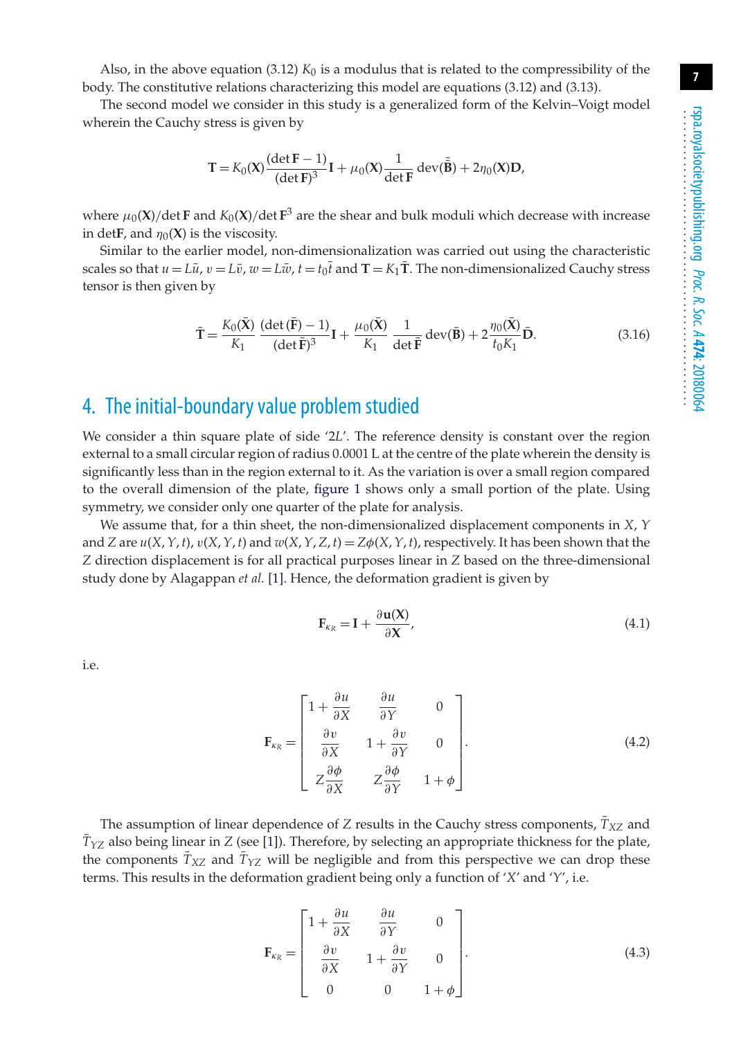Also, in the above equation (3.12) $K_0$ is a modulus that is related to the compressibility of the body. The constitutive relations characterizing this model are equations (3.12) and (3.13).

The second model we consider in this study is a generalized form of the Kelvin–Voigt model wherein the Cauchy stress is given by

$$\mathbf{T} = K_0(\mathbf{X})\frac{(\det \mathbf{F} - 1)}{(\det \mathbf{F})^3}\mathbf{I} + \mu_0(\mathbf{X})\frac{1}{\det \mathbf{F}}\,\mathrm{dev}(\bar{\bar{\mathbf{B}}}) + 2\eta_0(\mathbf{X})\mathbf{D},$$

where $\mu_0(\mathbf{X})/\det \mathbf{F}$ and $K_0(\mathbf{X})/\det \mathbf{F}^3$ are the shear and bulk moduli which decrease with increase in $\det\mathbf{F}$, and $\eta_0(\mathbf{X})$ is the viscosity.

Similar to the earlier model, non-dimensionalization was carried out using the characteristic scales so that $u = L\bar{u}$, $v = L\bar{v}$, $w = L\bar{w}$, $t = t_0\bar{t}$ and $\mathbf{T} = K_1\bar{\mathbf{T}}$. The non-dimensionalized Cauchy stress tensor is then given by

$$\bar{\mathbf{T}} = \frac{K_0(\bar{\mathbf{X}})}{K_1}\frac{(\det(\bar{\mathbf{F}}) - 1)}{(\det \bar{\mathbf{F}})^3}\mathbf{I} + \frac{\mu_0(\bar{\mathbf{X}})}{K_1}\frac{1}{\det \bar{\mathbf{F}}}\,\mathrm{dev}(\bar{\mathbf{B}}) + 2\frac{\eta_0(\bar{\mathbf{X}})}{t_0 K_1}\bar{\mathbf{D}}. \tag{3.16}$$

## 4. The initial-boundary value problem studied

We consider a thin square plate of side '$2L$'. The reference density is constant over the region external to a small circular region of radius 0.0001 L at the centre of the plate wherein the density is significantly less than in the region external to it. As the variation is over a small region compared to the overall dimension of the plate, figure 1 shows only a small portion of the plate. Using symmetry, we consider only one quarter of the plate for analysis.

We assume that, for a thin sheet, the non-dimensionalized displacement components in $X$, $Y$ and $Z$ are $u(X, Y, t)$, $v(X, Y, t)$ and $w(X, Y, Z, t) = Z\phi(X, Y, t)$, respectively. It has been shown that the $Z$ direction displacement is for all practical purposes linear in $Z$ based on the three-dimensional study done by Alagappan *et al.* [1]. Hence, the deformation gradient is given by

$$\mathbf{F}_{\kappa_R} = \mathbf{I} + \frac{\partial \mathbf{u}(\mathbf{X})}{\partial \mathbf{X}}, \tag{4.1}$$

i.e.

$$\mathbf{F}_{\kappa_R} = \begin{bmatrix} 1 + \dfrac{\partial u}{\partial X} & \dfrac{\partial u}{\partial Y} & 0 \\ \dfrac{\partial v}{\partial X} & 1 + \dfrac{\partial v}{\partial Y} & 0 \\ Z\dfrac{\partial \phi}{\partial X} & Z\dfrac{\partial \phi}{\partial Y} & 1 + \phi \end{bmatrix}. \tag{4.2}$$

The assumption of linear dependence of $Z$ results in the Cauchy stress components, $\bar{T}_{XZ}$ and $\bar{T}_{YZ}$ also being linear in $Z$ (see [1]). Therefore, by selecting an appropriate thickness for the plate, the components $\bar{T}_{XZ}$ and $\bar{T}_{YZ}$ will be negligible and from this perspective we can drop these terms. This results in the deformation gradient being only a function of '$X$' and '$Y$', i.e.

$$\mathbf{F}_{\kappa_R} = \begin{bmatrix} 1 + \dfrac{\partial u}{\partial X} & \dfrac{\partial u}{\partial Y} & 0 \\ \dfrac{\partial v}{\partial X} & 1 + \dfrac{\partial v}{\partial Y} & 0 \\ 0 & 0 & 1 + \phi \end{bmatrix}. \tag{4.3}$$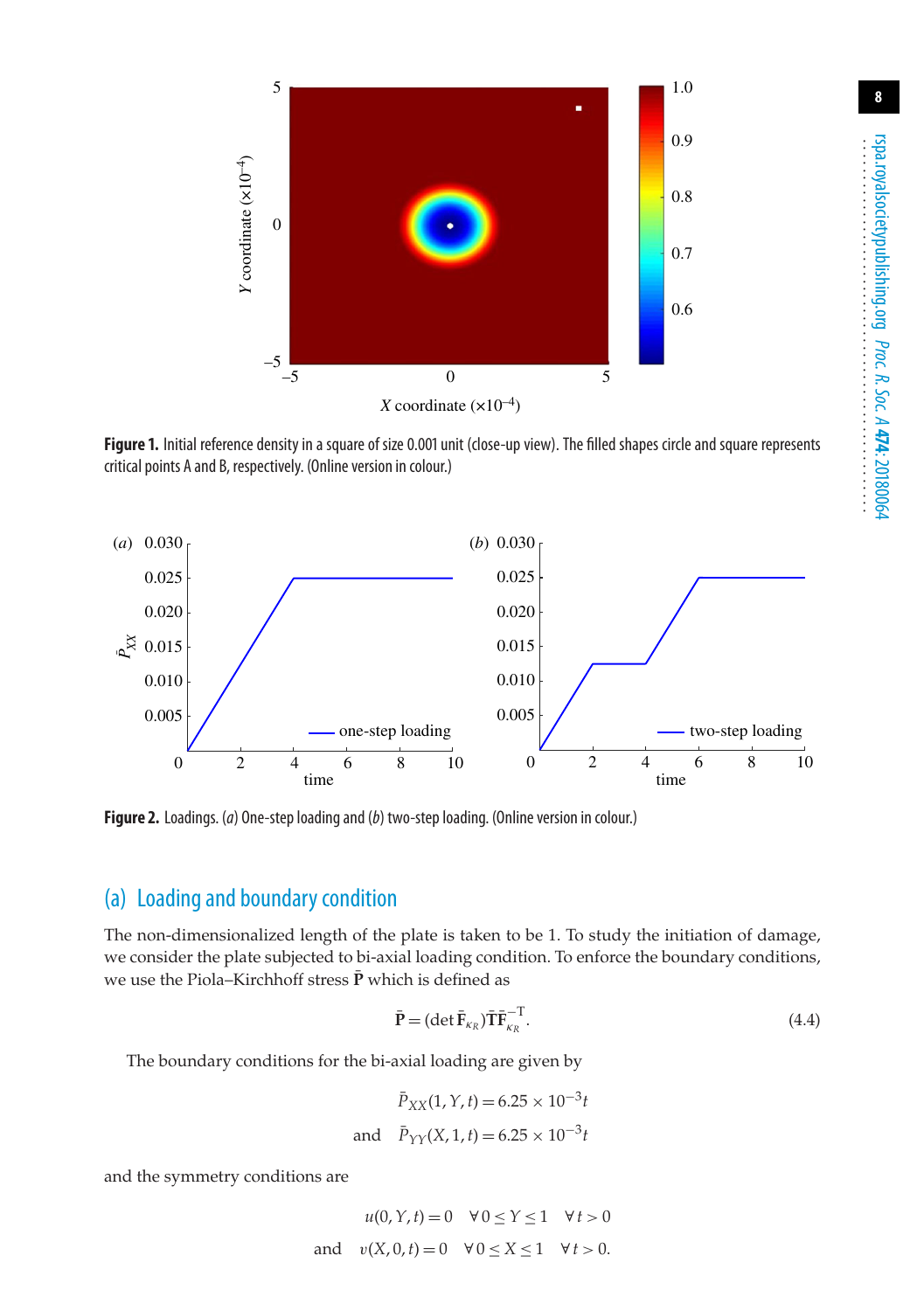Figure 1. Initial reference density in a square of size 0.001 unit (close-up view). The filled shapes circle and square represents critical points A and B, respectively. (Online version in colour.)

Figure 2. Loadings. (*a*) One-step loading and (*b*) two-step loading. (Online version in colour.)

## (a) Loading and boundary condition

The non-dimensionalized length of the plate is taken to be 1. To study the initiation of damage, we consider the plate subjected to bi-axial loading condition. To enforce the boundary conditions, we use the Piola–Kirchhoff stress $\bar{\mathbf{P}}$ which is defined as

$$\bar{\mathbf{P}} = (\det \bar{\mathbf{F}}_{\kappa_R})\bar{\mathbf{T}}\bar{\mathbf{F}}_{\kappa_R}^{-\mathrm{T}}. \tag{4.4}$$

The boundary conditions for the bi-axial loading are given by

$$\bar{P}_{XX}(1, Y, t) = 6.25 \times 10^{-3} t$$

$$\text{and} \quad \bar{P}_{YY}(X, 1, t) = 6.25 \times 10^{-3} t$$

and the symmetry conditions are

$$u(0, Y, t) = 0 \quad \forall\, 0 \leq Y \leq 1 \quad \forall\, t > 0$$

$$\text{and} \quad v(X, 0, t) = 0 \quad \forall\, 0 \leq X \leq 1 \quad \forall\, t > 0.$$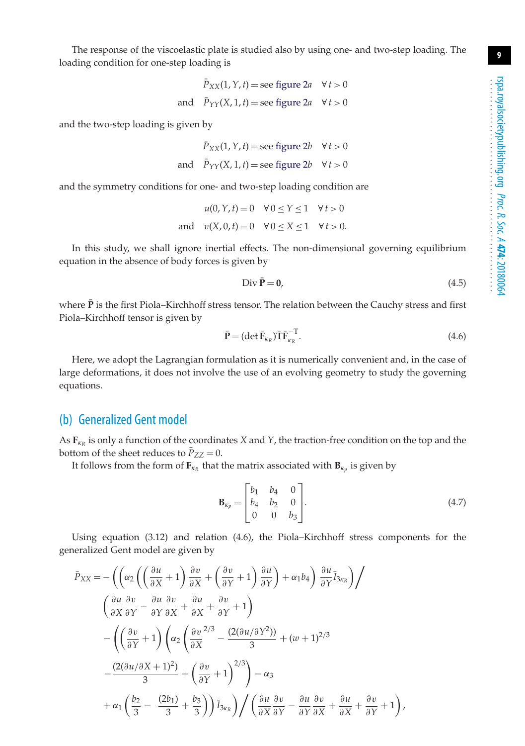The response of the viscoelastic plate is studied also by using one- and two-step loading. The loading condition for one-step loading is

$$\bar{P}_{XX}(1, Y, t) = \text{see figure 2}a \quad \forall\, t > 0$$

$$\text{and} \quad \bar{P}_{YY}(X, 1, t) = \text{see figure 2}a \quad \forall\, t > 0$$

and the two-step loading is given by

$$\bar{P}_{XX}(1, Y, t) = \text{see figure 2}b \quad \forall\, t > 0$$

$$\text{and} \quad \bar{P}_{YY}(X, 1, t) = \text{see figure 2}b \quad \forall\, t > 0$$

and the symmetry conditions for one- and two-step loading condition are

$$u(0, Y, t) = 0 \quad \forall\, 0 \le Y \le 1 \quad \forall\, t > 0$$

$$\text{and} \quad v(X, 0, t) = 0 \quad \forall\, 0 \le X \le 1 \quad \forall\, t > 0.$$

In this study, we shall ignore inertial effects. The non-dimensional governing equilibrium equation in the absence of body forces is given by

$$\operatorname{Div} \bar{\mathbf{P}} = \mathbf{0}, \tag{4.5}$$

where $\bar{\mathbf{P}}$ is the first Piola–Kirchhoff stress tensor. The relation between the Cauchy stress and first Piola–Kirchhoff tensor is given by

$$\bar{\mathbf{P}} = (\det \bar{\mathbf{F}}_{\kappa_R}) \bar{\mathbf{T}} \bar{\mathbf{F}}_{\kappa_R}^{-\mathrm{T}}. \tag{4.6}$$

Here, we adopt the Lagrangian formulation as it is numerically convenient and, in the case of large deformations, it does not involve the use of an evolving geometry to study the governing equations.

## (b) Generalized Gent model

As $\mathbf{F}_{\kappa_R}$ is only a function of the coordinates $X$ and $Y$, the traction-free condition on the top and the bottom of the sheet reduces to $\bar{P}_{ZZ} = 0$.

It follows from the form of $\mathbf{F}_{\kappa_R}$ that the matrix associated with $\mathbf{B}_{\kappa_p}$ is given by

$$\mathbf{B}_{\kappa_p} = \begin{bmatrix} b_1 & b_4 & 0 \\ b_4 & b_2 & 0 \\ 0 & 0 & b_3 \end{bmatrix}. \tag{4.7}$$

Using equation (3.12) and relation (4.6), the Piola–Kirchhoff stress components for the generalized Gent model are given by

$$\begin{aligned}
\bar{P}_{XX} = &- \left( \left( \alpha_2 \left( \left( \frac{\partial u}{\partial X} + 1 \right) \frac{\partial v}{\partial X} + \left( \frac{\partial v}{\partial Y} + 1 \right) \frac{\partial u}{\partial Y} \right) + \alpha_1 b_4 \right) \frac{\partial u}{\partial Y} \bar{I}_{3\kappa_R} \right) \Big/ \\
&\left( \frac{\partial u}{\partial X} \frac{\partial v}{\partial Y} - \frac{\partial u}{\partial Y} \frac{\partial v}{\partial X} + \frac{\partial u}{\partial X} + \frac{\partial v}{\partial Y} + 1 \right) \\
&- \left( \left( \frac{\partial v}{\partial Y} + 1 \right) \left( \alpha_2 \left( \frac{\partial v}{\partial X}^{2/3} - \frac{(2(\partial u/\partial Y^2))}{3} + (w+1)^{2/3} \right. \right. \right. \\
&\left. - \frac{(2(\partial u/\partial X + 1)^2)}{3} + \left( \frac{\partial v}{\partial Y} + 1 \right)^{2/3} \right) - \alpha_3 \\
&\left. \left. + \alpha_1 \left( \frac{b_2}{3} - \frac{(2b_1)}{3} + \frac{b_3}{3} \right) \right) \bar{I}_{3\kappa_R} \right) \Big/ \left( \frac{\partial u}{\partial X} \frac{\partial v}{\partial Y} - \frac{\partial u}{\partial Y} \frac{\partial v}{\partial X} + \frac{\partial u}{\partial X} + \frac{\partial v}{\partial Y} + 1 \right),
\end{aligned}$$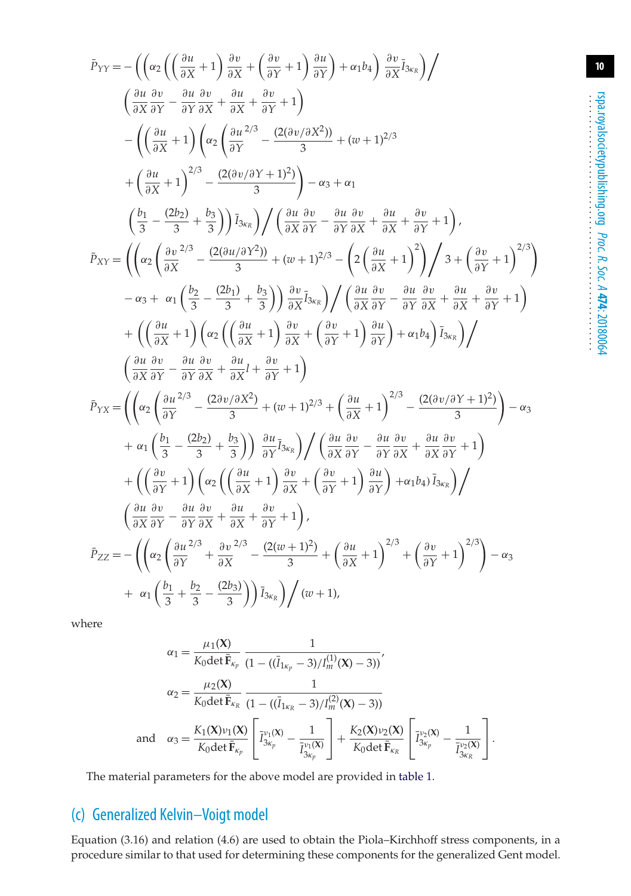$$
\begin{aligned}
\bar{P}_{YY} = &-\left(\left(\alpha_2\left(\left(\frac{\partial u}{\partial X}+1\right)\frac{\partial v}{\partial X}+\left(\frac{\partial v}{\partial Y}+1\right)\frac{\partial u}{\partial Y}\right)+\alpha_1 b_4\right)\frac{\partial v}{\partial X}\bar{I}_{3\kappa_R}\right)\bigg/\\
&\left(\frac{\partial u}{\partial X}\frac{\partial v}{\partial Y}-\frac{\partial u}{\partial Y}\frac{\partial v}{\partial X}+\frac{\partial u}{\partial X}+\frac{\partial v}{\partial Y}+1\right)\\
&-\left(\left(\frac{\partial u}{\partial X}+1\right)\left(\alpha_2\left(\frac{\partial u}{\partial Y}^{2/3}-\frac{(2(\partial v/\partial X^2))}{3}+(w+1)^{2/3}\right.\right.\right.\\
&\left.\left.+\left(\frac{\partial u}{\partial X}+1\right)^{2/3}-\frac{(2(\partial v/\partial Y+1)^2)}{3}\right)-\alpha_3+\alpha_1\\
&\left.\left.\left(\frac{b_1}{3}-\frac{(2b_2)}{3}+\frac{b_3}{3}\right)\right)\bar{I}_{3\kappa_R}\right)\bigg/\left(\frac{\partial u}{\partial X}\frac{\partial v}{\partial Y}-\frac{\partial u}{\partial Y}\frac{\partial v}{\partial X}+\frac{\partial u}{\partial X}+\frac{\partial v}{\partial Y}+1\right),\\
\bar{P}_{XY} = &\left(\left(\alpha_2\left(\frac{\partial v}{\partial X}^{2/3}-\frac{(2(\partial u/\partial Y^2))}{3}+(w+1)^{2/3}-\left(2\left(\frac{\partial u}{\partial X}+1\right)^2\right)\bigg/3+\left(\frac{\partial v}{\partial Y}+1\right)^{2/3}\right)\right.\right.\\
&\left.\left.-\alpha_3+\ \alpha_1\left(\frac{b_2}{3}-\frac{(2b_1)}{3}+\frac{b_3}{3}\right)\right)\frac{\partial v}{\partial X}\bar{I}_{3\kappa_R}\right)\bigg/\left(\frac{\partial u}{\partial X}\frac{\partial v}{\partial Y}-\frac{\partial u}{\partial Y}\frac{\partial v}{\partial X}+\frac{\partial u}{\partial X}+\frac{\partial v}{\partial Y}+1\right)\\
&+\left(\left(\frac{\partial u}{\partial X}+1\right)\left(\alpha_2\left(\left(\frac{\partial u}{\partial X}+1\right)\frac{\partial v}{\partial X}+\left(\frac{\partial v}{\partial Y}+1\right)\frac{\partial u}{\partial Y}\right)+\alpha_1 b_4\right)\bar{I}_{3\kappa_R}\right)\bigg/\\
&\left(\frac{\partial u}{\partial X}\frac{\partial v}{\partial Y}-\frac{\partial u}{\partial Y}\frac{\partial v}{\partial X}+\frac{\partial u}{\partial X}l+\frac{\partial v}{\partial Y}+1\right)\\
\bar{P}_{YX} = &\left(\left(\alpha_2\left(\frac{\partial u}{\partial Y}^{2/3}-\frac{(2\partial v/\partial X^2)}{3}+(w+1)^{2/3}+\left(\frac{\partial u}{\partial X}+1\right)^{2/3}-\frac{(2(\partial v/\partial Y+1)^2)}{3}\right)-\alpha_3\right.\right.\\
&\left.\left.+\ \alpha_1\left(\frac{b_1}{3}-\frac{(2b_2)}{3}+\frac{b_3}{3}\right)\right)\frac{\partial u}{\partial Y}\bar{I}_{3\kappa_R}\right)\bigg/\left(\frac{\partial u}{\partial X}\frac{\partial v}{\partial Y}-\frac{\partial u}{\partial Y}\frac{\partial v}{\partial X}+\frac{\partial u}{\partial X}\frac{\partial v}{\partial Y}+1\right)\\
&+\left(\left(\frac{\partial v}{\partial Y}+1\right)\left(\alpha_2\left(\left(\frac{\partial u}{\partial X}+1\right)\frac{\partial v}{\partial X}+\left(\frac{\partial v}{\partial Y}+1\right)\frac{\partial u}{\partial Y}\right)+\alpha_1 b_4)\,\bar{I}_{3\kappa_R}\right)\bigg/\right.\\
&\left(\frac{\partial u}{\partial X}\frac{\partial v}{\partial Y}-\frac{\partial u}{\partial Y}\frac{\partial v}{\partial X}+\frac{\partial u}{\partial X}+\frac{\partial v}{\partial Y}+1\right),\\
\bar{P}_{ZZ} = &-\left(\left(\alpha_2\left(\frac{\partial u}{\partial Y}^{2/3}+\frac{\partial v}{\partial X}^{2/3}-\frac{(2(w+1)^2)}{3}+\left(\frac{\partial u}{\partial X}+1\right)^{2/3}+\left(\frac{\partial v}{\partial Y}+1\right)^{2/3}\right)-\alpha_3\right.\right.\\
&\left.\left.+\ \alpha_1\left(\frac{b_1}{3}+\frac{b_2}{3}-\frac{(2b_3)}{3}\right)\right)\bar{I}_{3\kappa_R}\right)\bigg/(w+1),
\end{aligned}
$$

where

$$
\alpha_1 = \frac{\mu_1(\mathbf{X})}{K_0 \det \bar{\mathbf{F}}_{\kappa_p}}\,\frac{1}{(1-((\bar{I}_{1\kappa_p}-3)/I_m^{(1)}(\mathbf{X})-3))},
$$

$$
\alpha_2 = \frac{\mu_2(\mathbf{X})}{K_0 \det \bar{\mathbf{F}}_{\kappa_R}}\,\frac{1}{(1-((\bar{I}_{1\kappa_R}-3)/I_m^{(2)}(\mathbf{X})-3))}
$$

$$
\text{and}\quad \alpha_3 = \frac{K_1(\mathbf{X})\nu_1(\mathbf{X})}{K_0 \det \bar{\mathbf{F}}_{\kappa_p}}\left[\bar{I}_{3\kappa_p}^{\nu_1(\mathbf{X})}-\frac{1}{\bar{I}_{3\kappa_p}^{\nu_1(\mathbf{X})}}\right]+\frac{K_2(\mathbf{X})\nu_2(\mathbf{X})}{K_0 \det \bar{\mathbf{F}}_{\kappa_R}}\left[\bar{I}_{3\kappa_p}^{\nu_2(\mathbf{X})}-\frac{1}{\bar{I}_{3\kappa_R}^{\nu_2(\mathbf{X})}}\right].
$$

The material parameters for the above model are provided in table 1.

## (c) Generalized Kelvin–Voigt model

Equation (3.16) and relation (4.6) are used to obtain the Piola–Kirchhoff stress components, in a procedure similar to that used for determining these components for the generalized Gent model.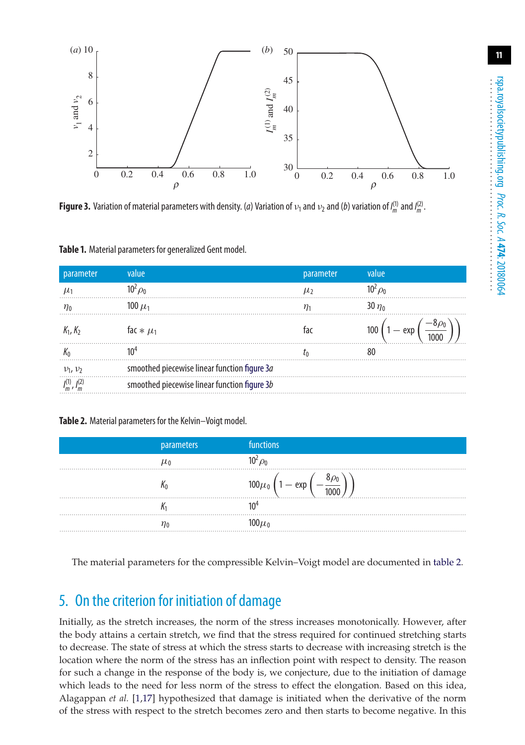Figure 3. Variation of material parameters with density. (*a*) Variation of $\nu_1$ and $\nu_2$ and (*b*) variation of $I_m^{(1)}$ and $I_m^{(2)}$.

Table 1. Material parameters for generalized Gent model.

| parameter | value | parameter | value |
|---|---|---|---|
| $\mu_1$ | $10^2 \rho_0$ | $\mu_2$ | $10^2 \rho_0$ |
| $\eta_0$ | $100\, \mu_1$ | $\eta_1$ | $30\, \eta_0$ |
| $K_1, K_2$ | $\text{fac} * \mu_1$ | fac | $100 \left(1 - \exp\left(\frac{-8\rho_0}{1000}\right)\right)$ |
| $K_0$ | $10^4$ | $t_0$ | 80 |
| $\nu_1, \nu_2$ | smoothed piecewise linear function figure 3*a* | | |
| $I_m^{(1)}, I_m^{(2)}$ | smoothed piecewise linear function figure 3*b* | | |

Table 2. Material parameters for the Kelvin–Voigt model.

| parameters | functions |
|---|---|
| $\mu_0$ | $10^2 \rho_0$ |
| $K_0$ | $100\mu_0 \left(1 - \exp\left(-\frac{8\rho_0}{1000}\right)\right)$ |
| $K_1$ | $10^4$ |
| $\eta_0$ | $100\mu_0$ |

The material parameters for the compressible Kelvin–Voigt model are documented in table 2.

## 5. On the criterion for initiation of damage

Initially, as the stretch increases, the norm of the stress increases monotonically. However, after the body attains a certain stretch, we find that the stress required for continued stretching starts to decrease. The state of stress at which the stress starts to decrease with increasing stretch is the location where the norm of the stress has an inflection point with respect to density. The reason for such a change in the response of the body is, we conjecture, due to the initiation of damage which leads to the need for less norm of the stress to effect the elongation. Based on this idea, Alagappan *et al.* [1,17] hypothesized that damage is initiated when the derivative of the stress with respect to the stretch becomes zero and then starts to become negative. In this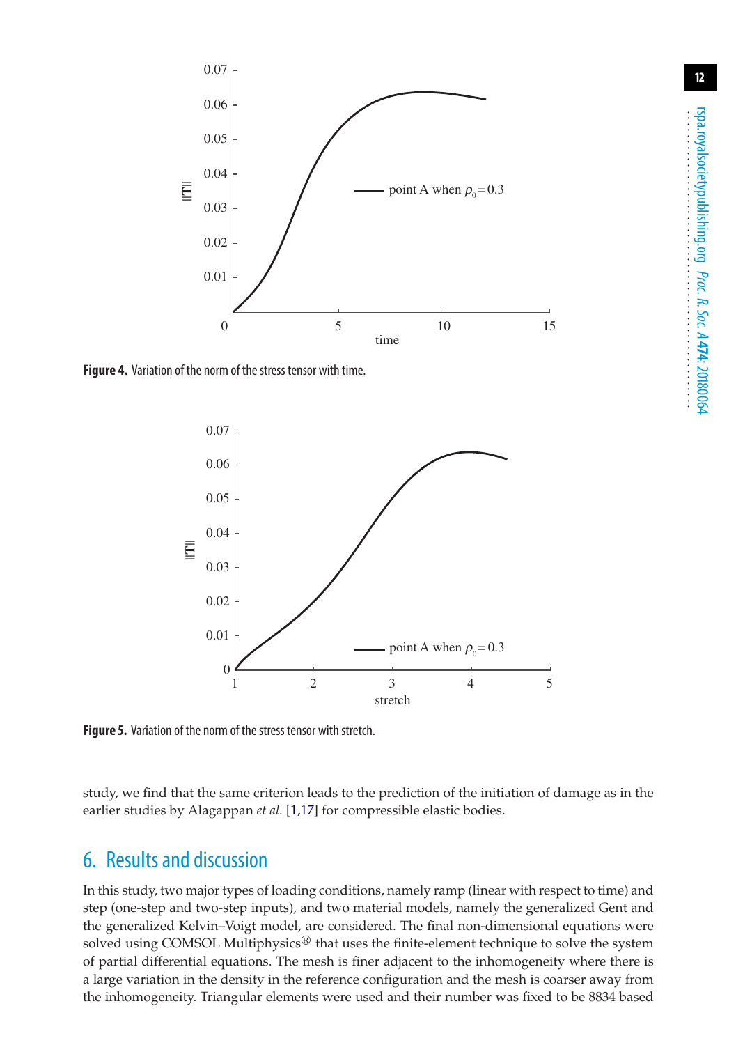**Figure 4.** Variation of the norm of the stress tensor with time.

**Figure 5.** Variation of the norm of the stress tensor with stretch.

study, we find that the same criterion leads to the prediction of the initiation of damage as in the earlier studies by Alagappan *et al.* [1,17] for compressible elastic bodies.

## 6. Results and discussion

In this study, two major types of loading conditions, namely ramp (linear with respect to time) and step (one-step and two-step inputs), and two material models, namely the generalized Gent and the generalized Kelvin–Voigt model, are considered. The final non-dimensional equations were solved using COMSOL Multiphysics® that uses the finite-element technique to solve the system of partial differential equations. The mesh is finer adjacent to the inhomogeneity where there is a large variation in the density in the reference configuration and the mesh is coarser away from the inhomogeneity. Triangular elements were used and their number was fixed to be 8834 based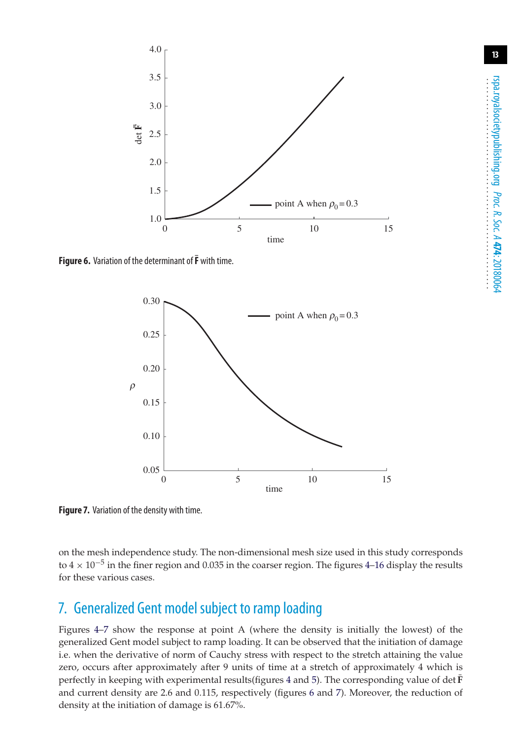Figure 6. Variation of the determinant of $\bar{\mathbf{F}}$ with time.

Figure 7. Variation of the density with time.

on the mesh independence study. The non-dimensional mesh size used in this study corresponds to $4 \times 10^{-5}$ in the finer region and 0.035 in the coarser region. The figures 4–16 display the results for these various cases.

## 7. Generalized Gent model subject to ramp loading

Figures 4–7 show the response at point A (where the density is initially the lowest) of the generalized Gent model subject to ramp loading. It can be observed that the initiation of damage i.e. when the derivative of norm of Cauchy stress with respect to the stretch attaining the value zero, occurs after approximately after 9 units of time at a stretch of approximately 4 which is perfectly in keeping with experimental results(figures 4 and 5). The corresponding value of det $\bar{\mathbf{F}}$ and current density are 2.6 and 0.115, respectively (figures 6 and 7). Moreover, the reduction of density at the initiation of damage is 61.67%.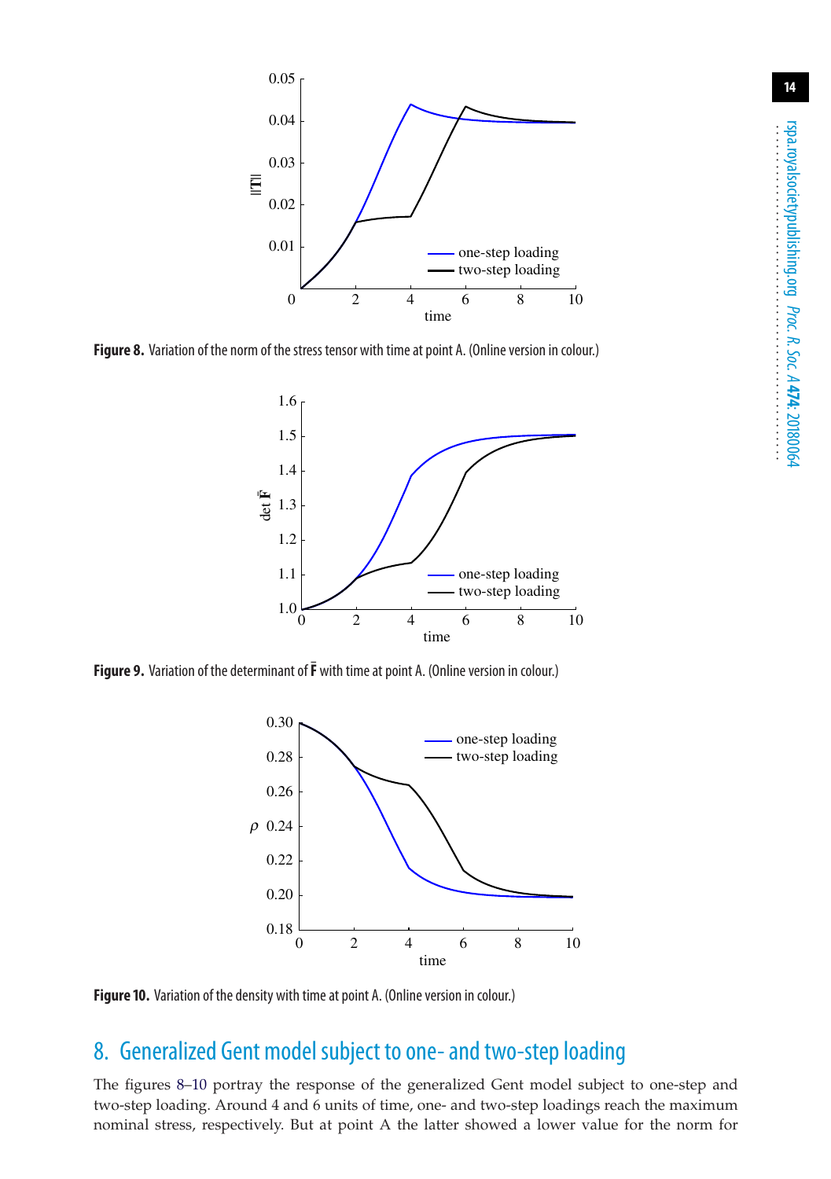Figure 8. Variation of the norm of the stress tensor with time at point A. (Online version in colour.)

Figure 9. Variation of the determinant of $\bar{\mathbf{F}}$ with time at point A. (Online version in colour.)

Figure 10. Variation of the density with time at point A. (Online version in colour.)

## 8. Generalized Gent model subject to one- and two-step loading

The figures 8–10 portray the response of the generalized Gent model subject to one-step and two-step loading. Around 4 and 6 units of time, one- and two-step loadings reach the maximum nominal stress, respectively. But at point A the latter showed a lower value for the norm for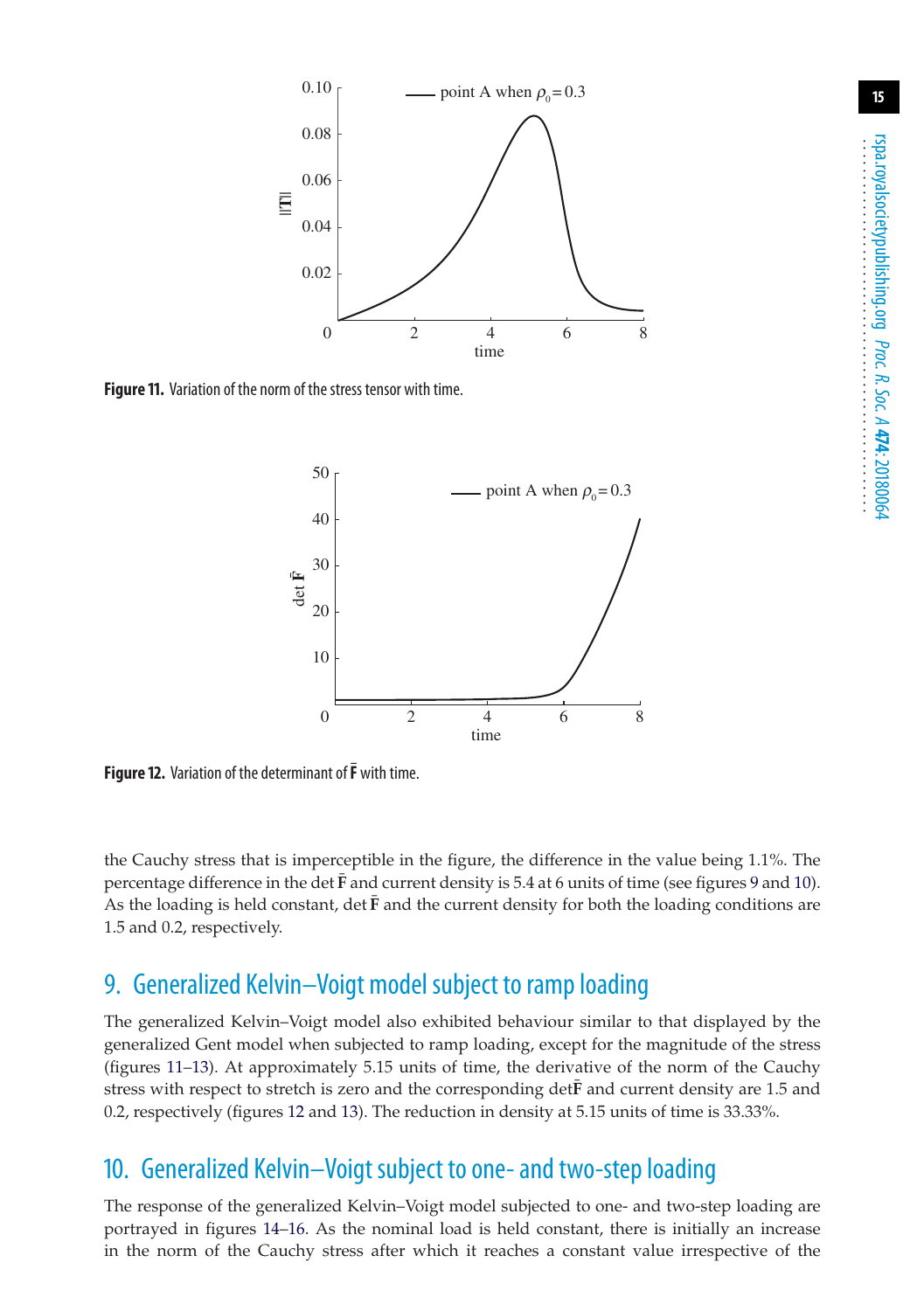Figure 11. Variation of the norm of the stress tensor with time.

Figure 12. Variation of the determinant of $\bar{\mathbf{F}}$ with time.

the Cauchy stress that is imperceptible in the figure, the difference in the value being 1.1%. The percentage difference in the det $\bar{\mathbf{F}}$ and current density is 5.4 at 6 units of time (see figures 9 and 10). As the loading is held constant, det $\bar{\mathbf{F}}$ and the current density for both the loading conditions are 1.5 and 0.2, respectively.

## 9. Generalized Kelvin–Voigt model subject to ramp loading

The generalized Kelvin–Voigt model also exhibited behaviour similar to that displayed by the generalized Gent model when subjected to ramp loading, except for the magnitude of the stress (figures 11–13). At approximately 5.15 units of time, the derivative of the norm of the Cauchy stress with respect to stretch is zero and the corresponding det$\bar{\mathbf{F}}$ and current density are 1.5 and 0.2, respectively (figures 12 and 13). The reduction in density at 5.15 units of time is 33.33%.

## 10. Generalized Kelvin–Voigt subject to one- and two-step loading

The response of the generalized Kelvin–Voigt model subjected to one- and two-step loading are portrayed in figures 14–16. As the nominal load is held constant, there is initially an increase in the norm of the Cauchy stress after which it reaches a constant value irrespective of the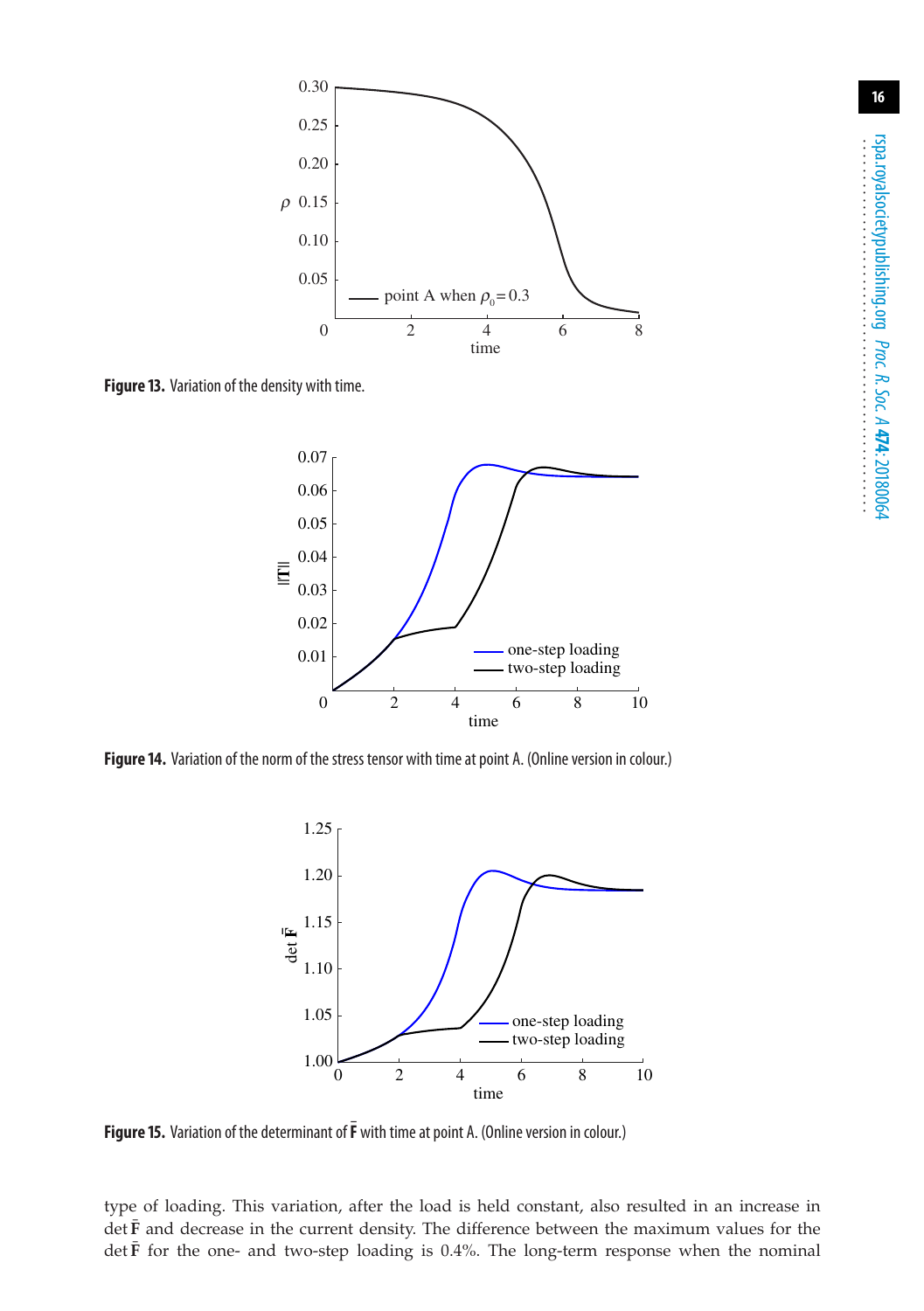**Figure 13.** Variation of the density with time.

**Figure 14.** Variation of the norm of the stress tensor with time at point A. (Online version in colour.)

**Figure 15.** Variation of the determinant of $\bar{\mathbf{F}}$ with time at point A. (Online version in colour.)

type of loading. This variation, after the load is held constant, also resulted in an increase in $\det \bar{\mathbf{F}}$ and decrease in the current density. The difference between the maximum values for the $\det \bar{\mathbf{F}}$ for the one- and two-step loading is 0.4%. The long-term response when the nominal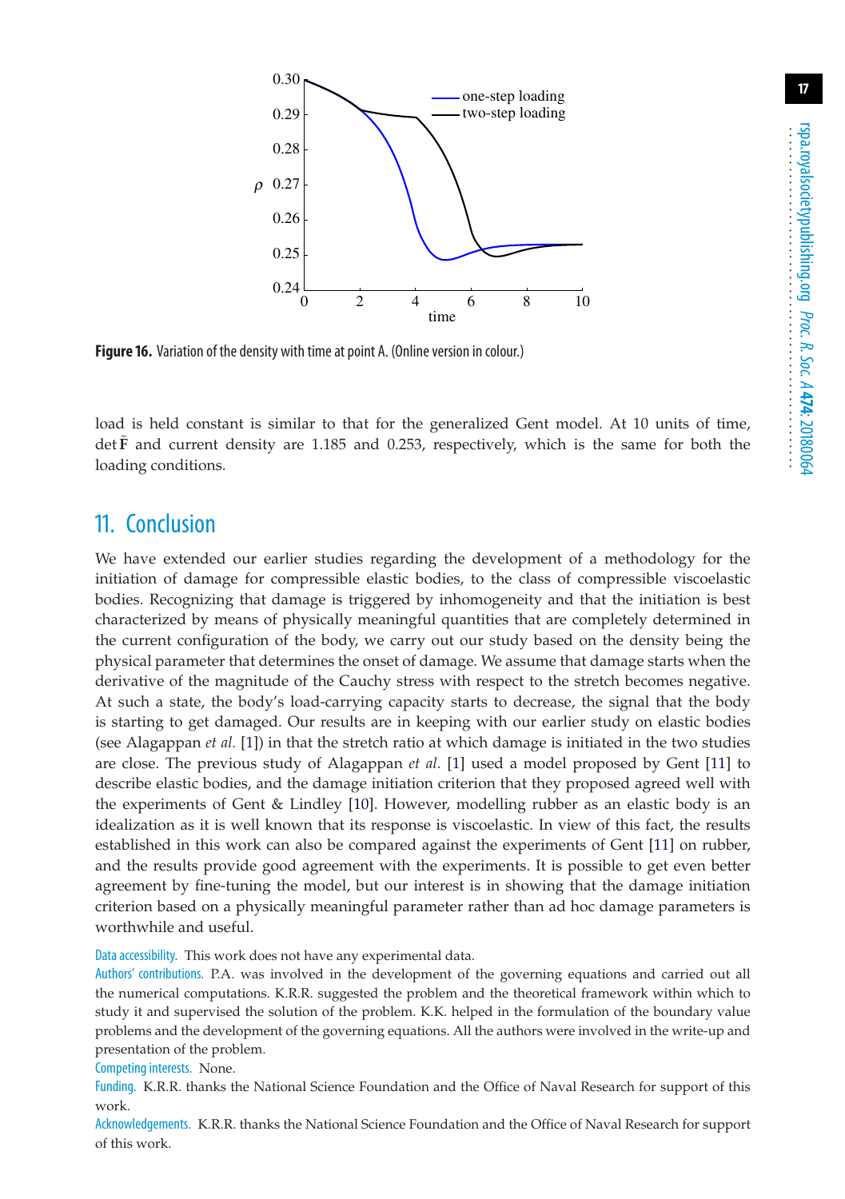**Figure 16.** Variation of the density with time at point A. (Online version in colour.)

load is held constant is similar to that for the generalized Gent model. At 10 units of time, $\det \bar{\mathbf{F}}$ and current density are 1.185 and 0.253, respectively, which is the same for both the loading conditions.

## 11. Conclusion

We have extended our earlier studies regarding the development of a methodology for the initiation of damage for compressible elastic bodies, to the class of compressible viscoelastic bodies. Recognizing that damage is triggered by inhomogeneity and that the initiation is best characterized by means of physically meaningful quantities that are completely determined in the current configuration of the body, we carry out our study based on the density being the physical parameter that determines the onset of damage. We assume that damage starts when the derivative of the magnitude of the Cauchy stress with respect to the stretch becomes negative. At such a state, the body's load-carrying capacity starts to decrease, the signal that the body is starting to get damaged. Our results are in keeping with our earlier study on elastic bodies (see Alagappan *et al.* [1]) in that the stretch ratio at which damage is initiated in the two studies are close. The previous study of Alagappan *et al.* [1] used a model proposed by Gent [11] to describe elastic bodies, and the damage initiation criterion that they proposed agreed well with the experiments of Gent & Lindley [10]. However, modelling rubber as an elastic body is an idealization as it is well known that its response is viscoelastic. In view of this fact, the results established in this work can also be compared against the experiments of Gent [11] on rubber, and the results provide good agreement with the experiments. It is possible to get even better agreement by fine-tuning the model, but our interest is in showing that the damage initiation criterion based on a physically meaningful parameter rather than ad hoc damage parameters is worthwhile and useful.

Data accessibility. This work does not have any experimental data.

Authors' contributions. P.A. was involved in the development of the governing equations and carried out all the numerical computations. K.R.R. suggested the problem and the theoretical framework within which to study it and supervised the solution of the problem. K.K. helped in the formulation of the boundary value problems and the development of the governing equations. All the authors were involved in the write-up and presentation of the problem.

Competing interests. None.

Funding. K.R.R. thanks the National Science Foundation and the Office of Naval Research for support of this work.

Acknowledgements. K.R.R. thanks the National Science Foundation and the Office of Naval Research for support of this work.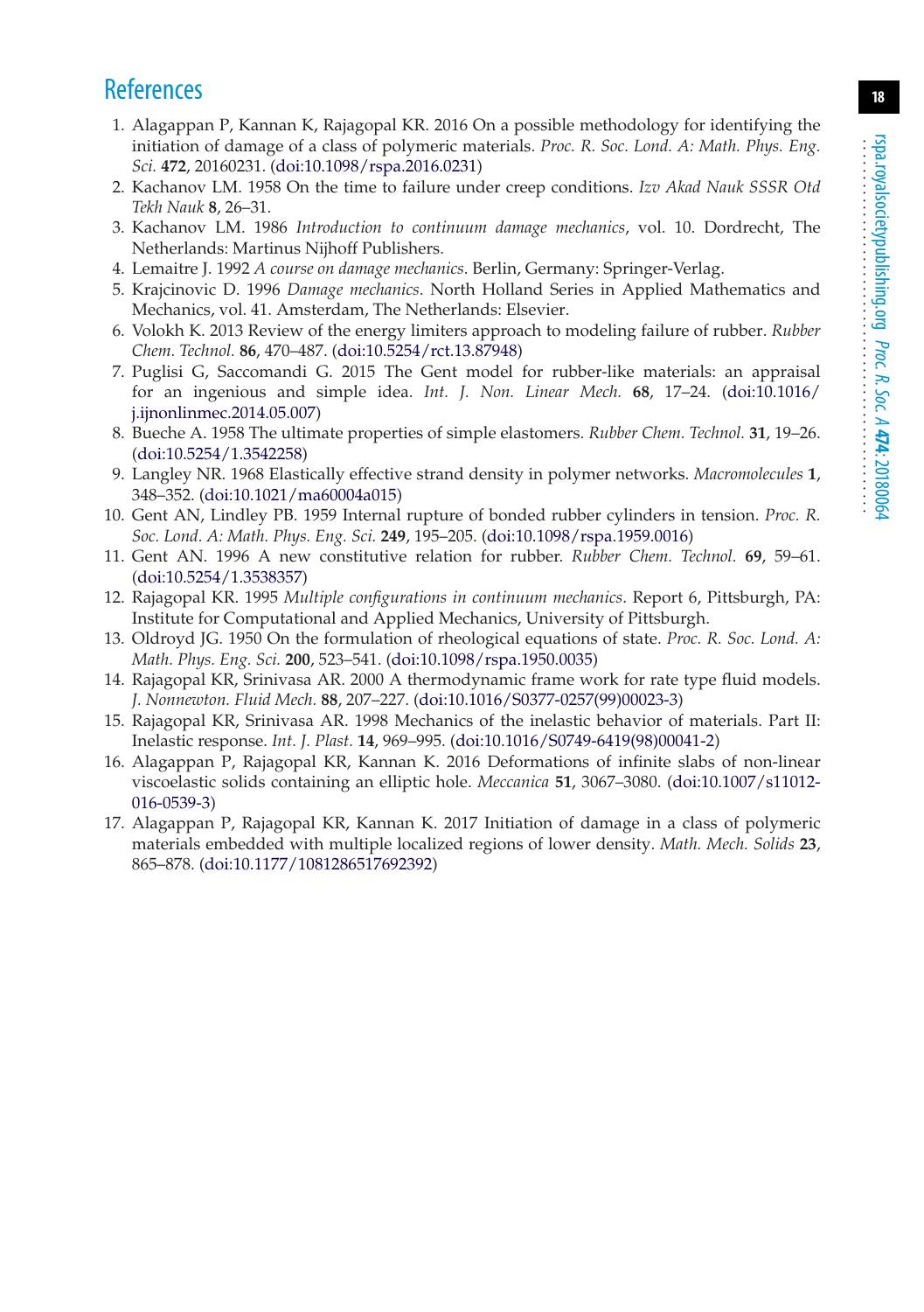## References

1. Alagappan P, Kannan K, Rajagopal KR. 2016 On a possible methodology for identifying the initiation of damage of a class of polymeric materials. *Proc. R. Soc. Lond. A: Math. Phys. Eng. Sci.* **472**, 20160231. (doi:10.1098/rspa.2016.0231)
2. Kachanov LM. 1958 On the time to failure under creep conditions. *Izv Akad Nauk SSSR Otd Tekh Nauk* **8**, 26–31.
3. Kachanov LM. 1986 *Introduction to continuum damage mechanics*, vol. 10. Dordrecht, The Netherlands: Martinus Nijhoff Publishers.
4. Lemaitre J. 1992 *A course on damage mechanics*. Berlin, Germany: Springer-Verlag.
5. Krajcinovic D. 1996 *Damage mechanics*. North Holland Series in Applied Mathematics and Mechanics, vol. 41. Amsterdam, The Netherlands: Elsevier.
6. Volokh K. 2013 Review of the energy limiters approach to modeling failure of rubber. *Rubber Chem. Technol.* **86**, 470–487. (doi:10.5254/rct.13.87948)
7. Puglisi G, Saccomandi G. 2015 The Gent model for rubber-like materials: an appraisal for an ingenious and simple idea. *Int. J. Non. Linear Mech.* **68**, 17–24. (doi:10.1016/j.ijnonlinmec.2014.05.007)
8. Bueche A. 1958 The ultimate properties of simple elastomers. *Rubber Chem. Technol.* **31**, 19–26. (doi:10.5254/1.3542258)
9. Langley NR. 1968 Elastically effective strand density in polymer networks. *Macromolecules* **1**, 348–352. (doi:10.1021/ma60004a015)
10. Gent AN, Lindley PB. 1959 Internal rupture of bonded rubber cylinders in tension. *Proc. R. Soc. Lond. A: Math. Phys. Eng. Sci.* **249**, 195–205. (doi:10.1098/rspa.1959.0016)
11. Gent AN. 1996 A new constitutive relation for rubber. *Rubber Chem. Technol.* **69**, 59–61. (doi:10.5254/1.3538357)
12. Rajagopal KR. 1995 *Multiple configurations in continuum mechanics*. Report 6, Pittsburgh, PA: Institute for Computational and Applied Mechanics, University of Pittsburgh.
13. Oldroyd JG. 1950 On the formulation of rheological equations of state. *Proc. R. Soc. Lond. A: Math. Phys. Eng. Sci.* **200**, 523–541. (doi:10.1098/rspa.1950.0035)
14. Rajagopal KR, Srinivasa AR. 2000 A thermodynamic frame work for rate type fluid models. *J. Nonnewton. Fluid Mech.* **88**, 207–227. (doi:10.1016/S0377-0257(99)00023-3)
15. Rajagopal KR, Srinivasa AR. 1998 Mechanics of the inelastic behavior of materials. Part II: Inelastic response. *Int. J. Plast.* **14**, 969–995. (doi:10.1016/S0749-6419(98)00041-2)
16. Alagappan P, Rajagopal KR, Kannan K. 2016 Deformations of infinite slabs of non-linear viscoelastic solids containing an elliptic hole. *Meccanica* **51**, 3067–3080. (doi:10.1007/s11012-016-0539-3)
17. Alagappan P, Rajagopal KR, Kannan K. 2017 Initiation of damage in a class of polymeric materials embedded with multiple localized regions of lower density. *Math. Mech. Solids* **23**, 865–878. (doi:10.1177/1081286517692392)